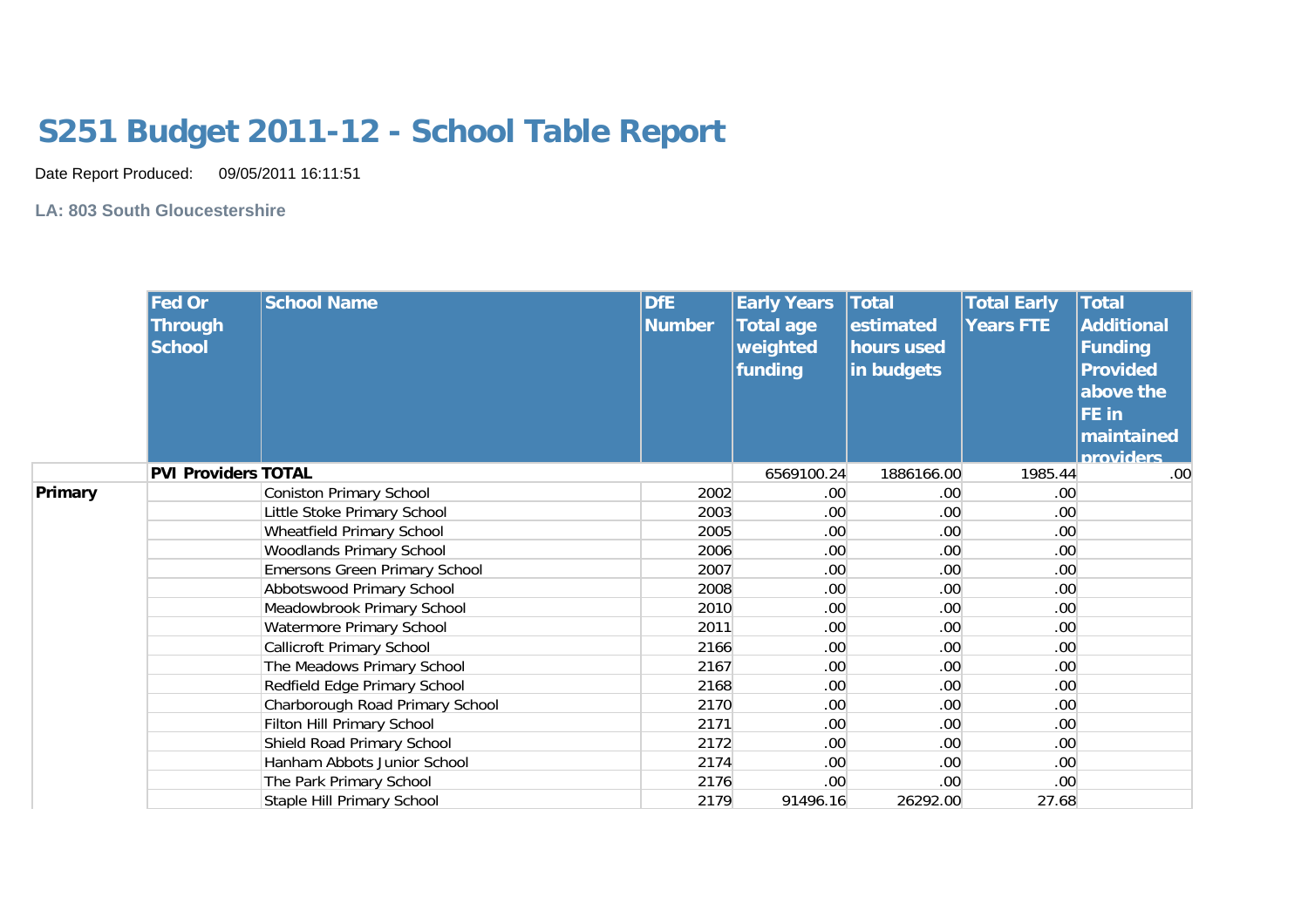# S251 Budget 2011-12 - School Table Report

Date Report Produced: 09/05/2011 16:11:51

**LA: 803 South Gloucestershire**

| | Fed Or Through School | School Name | DfE Number | Early Years Total age weighted funding | Total estimated hours used in budgets | Total Early Years FTE | Total Additional Funding Provided above the FE in maintained providers |
|---|---|---|---|---|---|---|---|
| | **PVI Providers TOTAL** | | | 6569100.24 | 1886166.00 | 1985.44 | .00 |
| **Primary** | | Coniston Primary School | 2002 | .00 | .00 | .00 | |
| | | Little Stoke Primary School | 2003 | .00 | .00 | .00 | |
| | | Wheatfield Primary School | 2005 | .00 | .00 | .00 | |
| | | Woodlands Primary School | 2006 | .00 | .00 | .00 | |
| | | Emersons Green Primary School | 2007 | .00 | .00 | .00 | |
| | | Abbotswood Primary School | 2008 | .00 | .00 | .00 | |
| | | Meadowbrook Primary School | 2010 | .00 | .00 | .00 | |
| | | Watermore Primary School | 2011 | .00 | .00 | .00 | |
| | | Callicroft Primary School | 2166 | .00 | .00 | .00 | |
| | | The Meadows Primary School | 2167 | .00 | .00 | .00 | |
| | | Redfield Edge Primary School | 2168 | .00 | .00 | .00 | |
| | | Charborough Road Primary School | 2170 | .00 | .00 | .00 | |
| | | Filton Hill Primary School | 2171 | .00 | .00 | .00 | |
| | | Shield Road Primary School | 2172 | .00 | .00 | .00 | |
| | | Hanham Abbots Junior School | 2174 | .00 | .00 | .00 | |
| | | The Park Primary School | 2176 | .00 | .00 | .00 | |
| | | Staple Hill Primary School | 2179 | 91496.16 | 26292.00 | 27.68 | |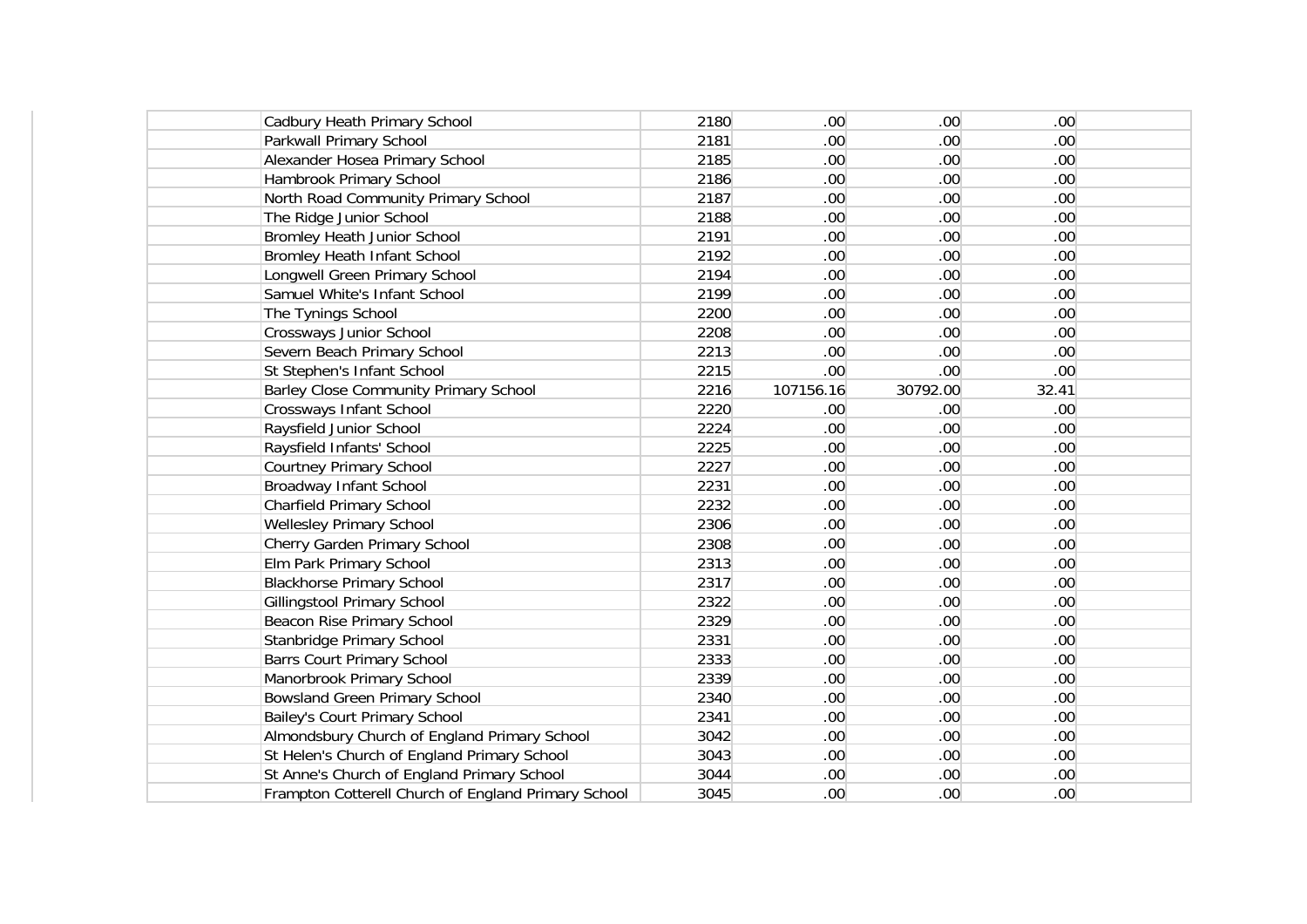| | | | | | |
|---|---|---|---|---|---|
| | Cadbury Heath Primary School | 2180 | .00 | .00 | .00 |
| | Parkwall Primary School | 2181 | .00 | .00 | .00 |
| | Alexander Hosea Primary School | 2185 | .00 | .00 | .00 |
| | Hambrook Primary School | 2186 | .00 | .00 | .00 |
| | North Road Community Primary School | 2187 | .00 | .00 | .00 |
| | The Ridge Junior School | 2188 | .00 | .00 | .00 |
| | Bromley Heath Junior School | 2191 | .00 | .00 | .00 |
| | Bromley Heath Infant School | 2192 | .00 | .00 | .00 |
| | Longwell Green Primary School | 2194 | .00 | .00 | .00 |
| | Samuel White's Infant School | 2199 | .00 | .00 | .00 |
| | The Tynings School | 2200 | .00 | .00 | .00 |
| | Crossways Junior School | 2208 | .00 | .00 | .00 |
| | Severn Beach Primary School | 2213 | .00 | .00 | .00 |
| | St Stephen's Infant School | 2215 | .00 | .00 | .00 |
| | Barley Close Community Primary School | 2216 | 107156.16 | 30792.00 | 32.41 |
| | Crossways Infant School | 2220 | .00 | .00 | .00 |
| | Raysfield Junior School | 2224 | .00 | .00 | .00 |
| | Raysfield Infants' School | 2225 | .00 | .00 | .00 |
| | Courtney Primary School | 2227 | .00 | .00 | .00 |
| | Broadway Infant School | 2231 | .00 | .00 | .00 |
| | Charfield Primary School | 2232 | .00 | .00 | .00 |
| | Wellesley Primary School | 2306 | .00 | .00 | .00 |
| | Cherry Garden Primary School | 2308 | .00 | .00 | .00 |
| | Elm Park Primary School | 2313 | .00 | .00 | .00 |
| | Blackhorse Primary School | 2317 | .00 | .00 | .00 |
| | Gillingstool Primary School | 2322 | .00 | .00 | .00 |
| | Beacon Rise Primary School | 2329 | .00 | .00 | .00 |
| | Stanbridge Primary School | 2331 | .00 | .00 | .00 |
| | Barrs Court Primary School | 2333 | .00 | .00 | .00 |
| | Manorbrook Primary School | 2339 | .00 | .00 | .00 |
| | Bowsland Green Primary School | 2340 | .00 | .00 | .00 |
| | Bailey's Court Primary School | 2341 | .00 | .00 | .00 |
| | Almondsbury Church of England Primary School | 3042 | .00 | .00 | .00 |
| | St Helen's Church of England Primary School | 3043 | .00 | .00 | .00 |
| | St Anne's Church of England Primary School | 3044 | .00 | .00 | .00 |
| | Frampton Cotterell Church of England Primary School | 3045 | .00 | .00 | .00 |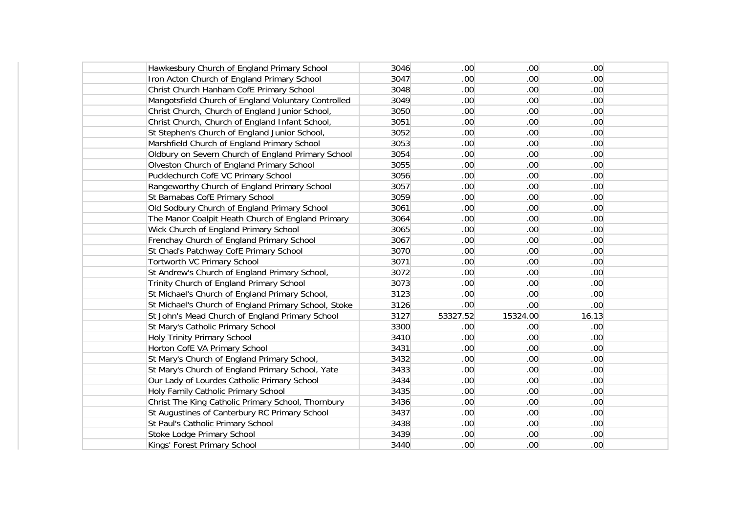| | | | | | |
|---|---|---|---|---|---|
| Hawkesbury Church of England Primary School | 3046 | .00 | .00 | .00 | |
| Iron Acton Church of England Primary School | 3047 | .00 | .00 | .00 | |
| Christ Church Hanham CofE Primary School | 3048 | .00 | .00 | .00 | |
| Mangotsfield Church of England Voluntary Controlled | 3049 | .00 | .00 | .00 | |
| Christ Church, Church of England Junior School, | 3050 | .00 | .00 | .00 | |
| Christ Church, Church of England Infant School, | 3051 | .00 | .00 | .00 | |
| St Stephen's Church of England Junior School, | 3052 | .00 | .00 | .00 | |
| Marshfield Church of England Primary School | 3053 | .00 | .00 | .00 | |
| Oldbury on Severn Church of England Primary School | 3054 | .00 | .00 | .00 | |
| Olveston Church of England Primary School | 3055 | .00 | .00 | .00 | |
| Pucklechurch CofE VC Primary School | 3056 | .00 | .00 | .00 | |
| Rangeworthy Church of England Primary School | 3057 | .00 | .00 | .00 | |
| St Barnabas CofE Primary School | 3059 | .00 | .00 | .00 | |
| Old Sodbury Church of England Primary School | 3061 | .00 | .00 | .00 | |
| The Manor Coalpit Heath Church of England Primary | 3064 | .00 | .00 | .00 | |
| Wick Church of England Primary School | 3065 | .00 | .00 | .00 | |
| Frenchay Church of England Primary School | 3067 | .00 | .00 | .00 | |
| St Chad's Patchway CofE Primary School | 3070 | .00 | .00 | .00 | |
| Tortworth VC Primary School | 3071 | .00 | .00 | .00 | |
| St Andrew's Church of England Primary School, | 3072 | .00 | .00 | .00 | |
| Trinity Church of England Primary School | 3073 | .00 | .00 | .00 | |
| St Michael's Church of England Primary School, | 3123 | .00 | .00 | .00 | |
| St Michael's Church of England Primary School, Stoke | 3126 | .00 | .00 | .00 | |
| St John's Mead Church of England Primary School | 3127 | 53327.52 | 15324.00 | 16.13 | |
| St Mary's Catholic Primary School | 3300 | .00 | .00 | .00 | |
| Holy Trinity Primary School | 3410 | .00 | .00 | .00 | |
| Horton CofE VA Primary School | 3431 | .00 | .00 | .00 | |
| St Mary's Church of England Primary School, | 3432 | .00 | .00 | .00 | |
| St Mary's Church of England Primary School, Yate | 3433 | .00 | .00 | .00 | |
| Our Lady of Lourdes Catholic Primary School | 3434 | .00 | .00 | .00 | |
| Holy Family Catholic Primary School | 3435 | .00 | .00 | .00 | |
| Christ The King Catholic Primary School, Thornbury | 3436 | .00 | .00 | .00 | |
| St Augustines of Canterbury RC Primary School | 3437 | .00 | .00 | .00 | |
| St Paul's Catholic Primary School | 3438 | .00 | .00 | .00 | |
| Stoke Lodge Primary School | 3439 | .00 | .00 | .00 | |
| Kings' Forest Primary School | 3440 | .00 | .00 | .00 | |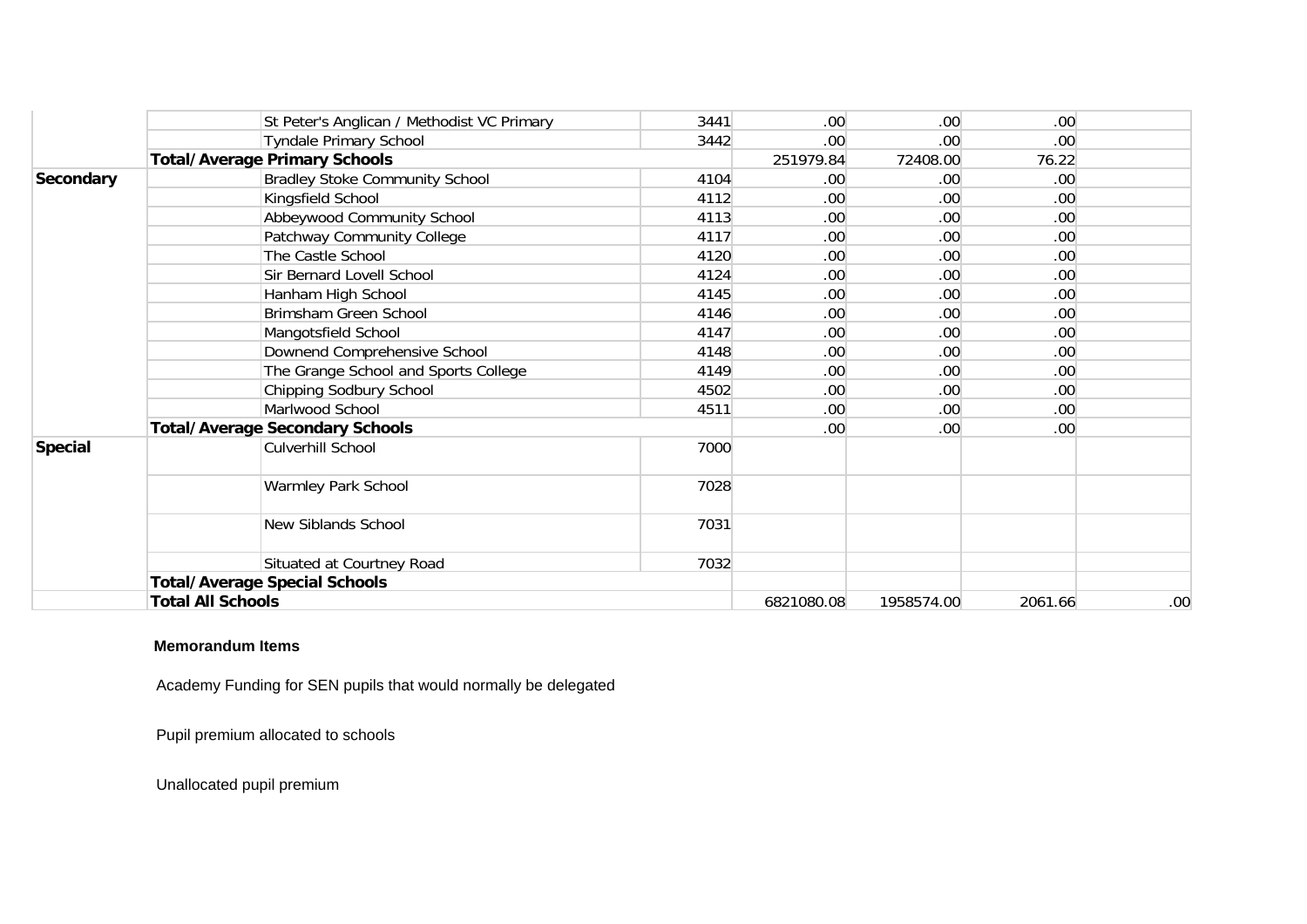| | | | | | | | |
|---|---|---|---|---|---|---|---|
| | | St Peter's Anglican / Methodist VC Primary | 3441 | .00 | .00 | .00 | |
| | | Tyndale Primary School | 3442 | .00 | .00 | .00 | |
| | **Total/Average Primary Schools** | | | 251979.84 | 72408.00 | 76.22 | |
| **Secondary** | | Bradley Stoke Community School | 4104 | .00 | .00 | .00 | |
| | | Kingsfield School | 4112 | .00 | .00 | .00 | |
| | | Abbeywood Community School | 4113 | .00 | .00 | .00 | |
| | | Patchway Community College | 4117 | .00 | .00 | .00 | |
| | | The Castle School | 4120 | .00 | .00 | .00 | |
| | | Sir Bernard Lovell School | 4124 | .00 | .00 | .00 | |
| | | Hanham High School | 4145 | .00 | .00 | .00 | |
| | | Brimsham Green School | 4146 | .00 | .00 | .00 | |
| | | Mangotsfield School | 4147 | .00 | .00 | .00 | |
| | | Downend Comprehensive School | 4148 | .00 | .00 | .00 | |
| | | The Grange School and Sports College | 4149 | .00 | .00 | .00 | |
| | | Chipping Sodbury School | 4502 | .00 | .00 | .00 | |
| | | Marlwood School | 4511 | .00 | .00 | .00 | |
| | **Total/Average Secondary Schools** | | | .00 | .00 | .00 | |
| **Special** | | Culverhill School | 7000 | | | | |
| | | Warmley Park School | 7028 | | | | |
| | | New Siblands School | 7031 | | | | |
| | | Situated at Courtney Road | 7032 | | | | |
| | **Total/Average Special Schools** | | | | | | |
| | **Total All Schools** | | | 6821080.08 | 1958574.00 | 2061.66 | .00 |

**Memorandum Items**

Academy Funding for SEN pupils that would normally be delegated

Pupil premium allocated to schools

Unallocated pupil premium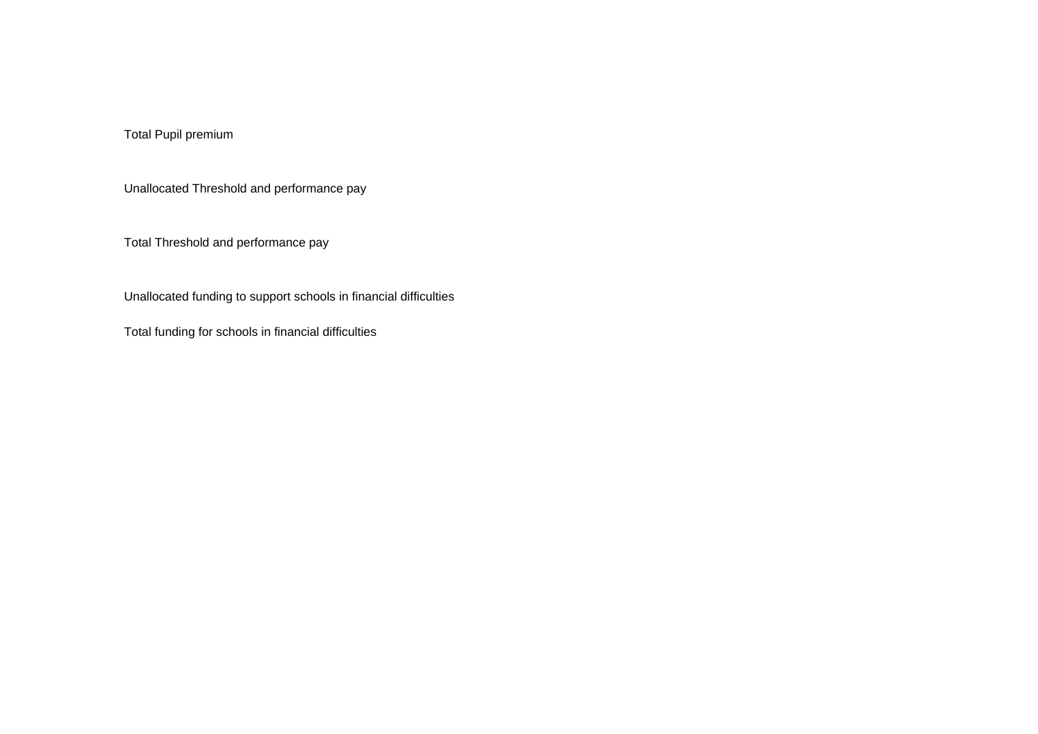Total Pupil premium

Unallocated Threshold and performance pay

Total Threshold and performance pay

Unallocated funding to support schools in financial difficulties

Total funding for schools in financial difficulties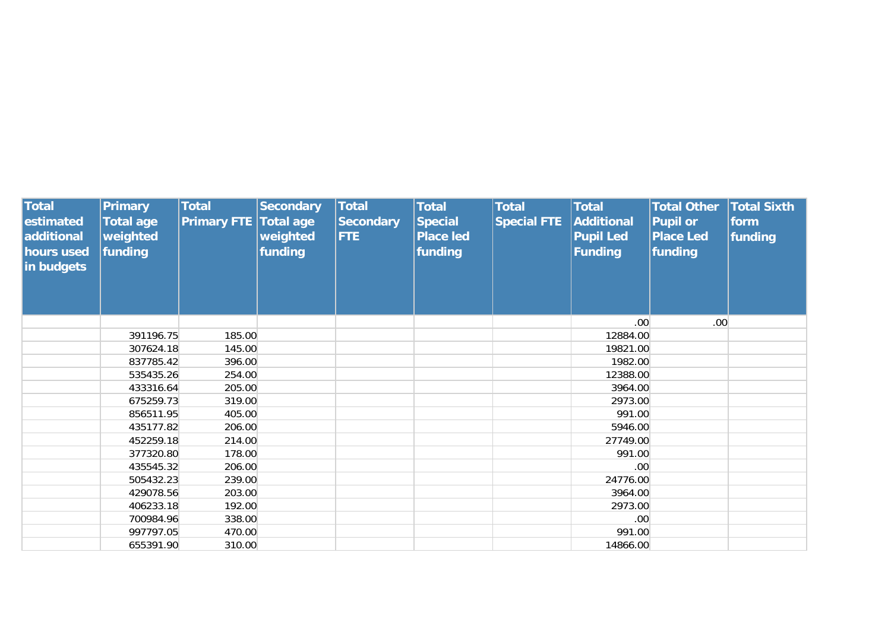| Total estimated additional hours used in budgets | Primary Total age weighted funding | Total Primary FTE | Secondary Total age weighted funding | Total Secondary FTE | Total Special Place led funding | Total Special FTE | Total Additional Pupil Led Funding | Total Other Pupil or Place Led funding | Total Sixth form funding |
|---|---|---|---|---|---|---|---|---|---|
| | | | | | | | .00 | .00 | |
| | 391196.75 | 185.00 | | | | | 12884.00 | | |
| | 307624.18 | 145.00 | | | | | 19821.00 | | |
| | 837785.42 | 396.00 | | | | | 1982.00 | | |
| | 535435.26 | 254.00 | | | | | 12388.00 | | |
| | 433316.64 | 205.00 | | | | | 3964.00 | | |
| | 675259.73 | 319.00 | | | | | 2973.00 | | |
| | 856511.95 | 405.00 | | | | | 991.00 | | |
| | 435177.82 | 206.00 | | | | | 5946.00 | | |
| | 452259.18 | 214.00 | | | | | 27749.00 | | |
| | 377320.80 | 178.00 | | | | | 991.00 | | |
| | 435545.32 | 206.00 | | | | | .00 | | |
| | 505432.23 | 239.00 | | | | | 24776.00 | | |
| | 429078.56 | 203.00 | | | | | 3964.00 | | |
| | 406233.18 | 192.00 | | | | | 2973.00 | | |
| | 700984.96 | 338.00 | | | | | .00 | | |
| | 997797.05 | 470.00 | | | | | 991.00 | | |
| | 655391.90 | 310.00 | | | | | 14866.00 | | |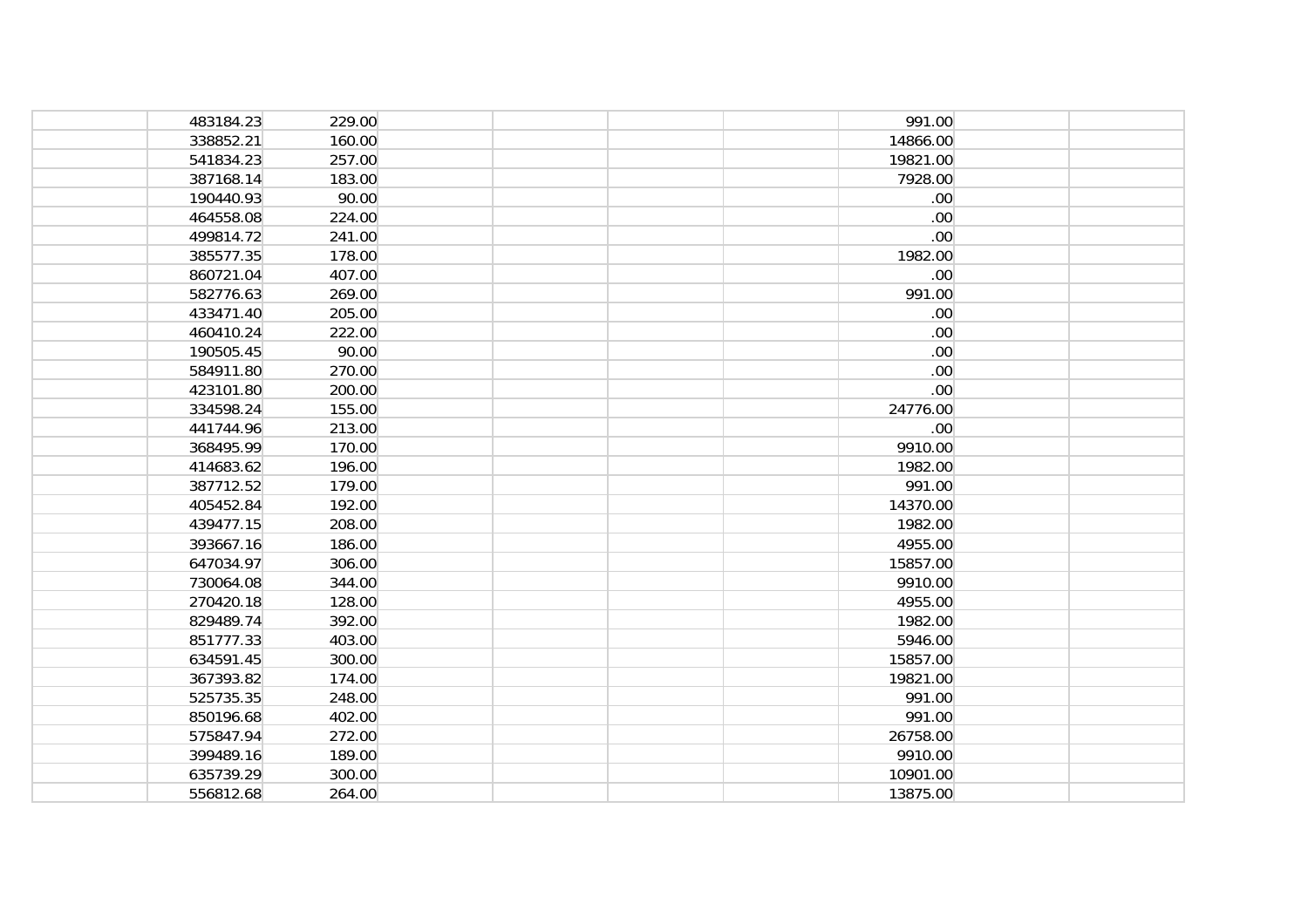| | | | | | | | | | |
|---|---|---|---|---|---|---|---|---|---|
| | 483184.23 | 229.00 | | | | | 991.00 | | |
| | 338852.21 | 160.00 | | | | | 14866.00 | | |
| | 541834.23 | 257.00 | | | | | 19821.00 | | |
| | 387168.14 | 183.00 | | | | | 7928.00 | | |
| | 190440.93 | 90.00 | | | | | .00 | | |
| | 464558.08 | 224.00 | | | | | .00 | | |
| | 499814.72 | 241.00 | | | | | .00 | | |
| | 385577.35 | 178.00 | | | | | 1982.00 | | |
| | 860721.04 | 407.00 | | | | | .00 | | |
| | 582776.63 | 269.00 | | | | | 991.00 | | |
| | 433471.40 | 205.00 | | | | | .00 | | |
| | 460410.24 | 222.00 | | | | | .00 | | |
| | 190505.45 | 90.00 | | | | | .00 | | |
| | 584911.80 | 270.00 | | | | | .00 | | |
| | 423101.80 | 200.00 | | | | | .00 | | |
| | 334598.24 | 155.00 | | | | | 24776.00 | | |
| | 441744.96 | 213.00 | | | | | .00 | | |
| | 368495.99 | 170.00 | | | | | 9910.00 | | |
| | 414683.62 | 196.00 | | | | | 1982.00 | | |
| | 387712.52 | 179.00 | | | | | 991.00 | | |
| | 405452.84 | 192.00 | | | | | 14370.00 | | |
| | 439477.15 | 208.00 | | | | | 1982.00 | | |
| | 393667.16 | 186.00 | | | | | 4955.00 | | |
| | 647034.97 | 306.00 | | | | | 15857.00 | | |
| | 730064.08 | 344.00 | | | | | 9910.00 | | |
| | 270420.18 | 128.00 | | | | | 4955.00 | | |
| | 829489.74 | 392.00 | | | | | 1982.00 | | |
| | 851777.33 | 403.00 | | | | | 5946.00 | | |
| | 634591.45 | 300.00 | | | | | 15857.00 | | |
| | 367393.82 | 174.00 | | | | | 19821.00 | | |
| | 525735.35 | 248.00 | | | | | 991.00 | | |
| | 850196.68 | 402.00 | | | | | 991.00 | | |
| | 575847.94 | 272.00 | | | | | 26758.00 | | |
| | 399489.16 | 189.00 | | | | | 9910.00 | | |
| | 635739.29 | 300.00 | | | | | 10901.00 | | |
| | 556812.68 | 264.00 | | | | | 13875.00 | | |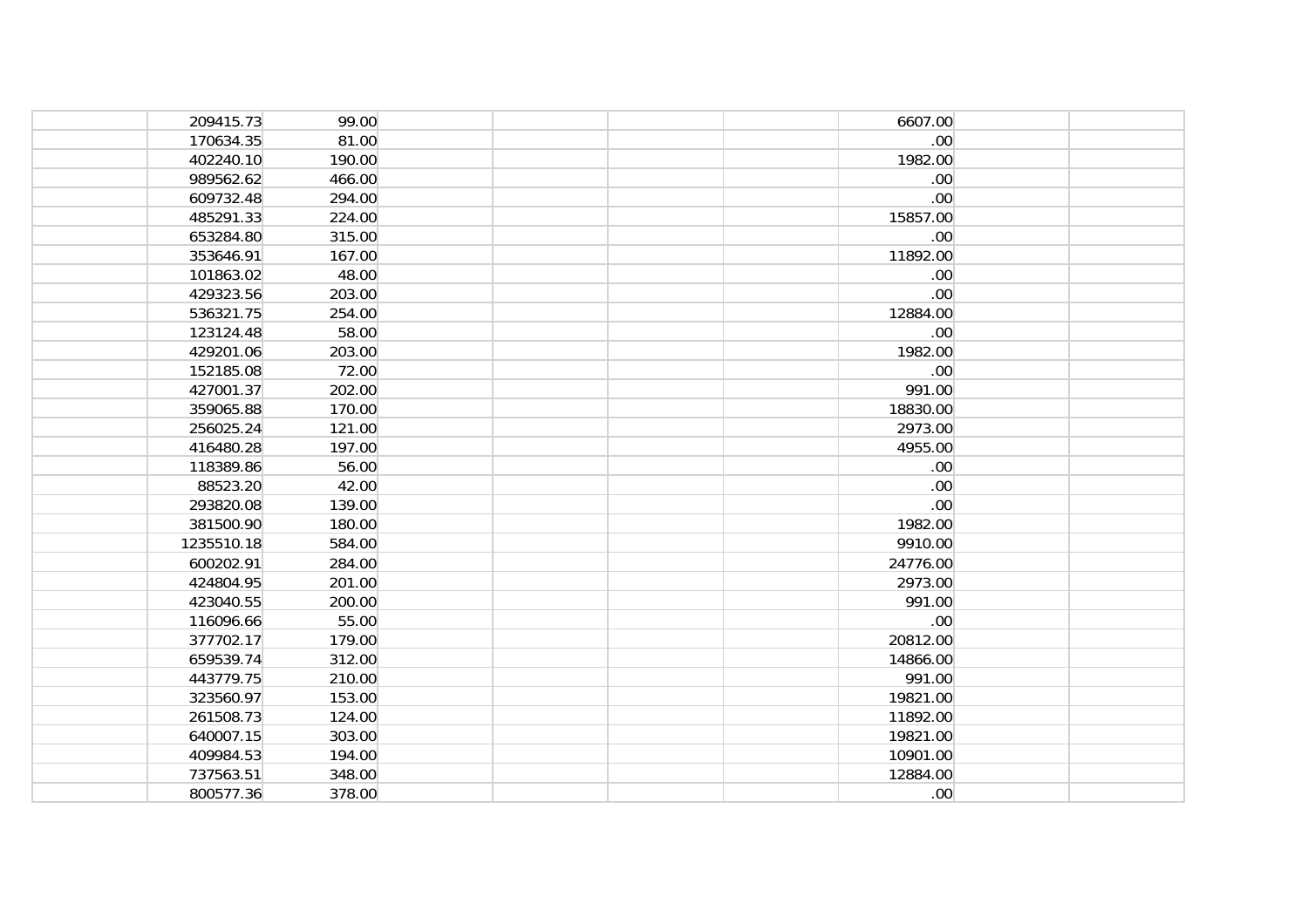| | | | | | | | | | |
|---|---|---|---|---|---|---|---|---|---|
| | 209415.73 | 99.00 | | | | 6607.00 | | | |
| | 170634.35 | 81.00 | | | | .00 | | | |
| | 402240.10 | 190.00 | | | | 1982.00 | | | |
| | 989562.62 | 466.00 | | | | .00 | | | |
| | 609732.48 | 294.00 | | | | .00 | | | |
| | 485291.33 | 224.00 | | | | 15857.00 | | | |
| | 653284.80 | 315.00 | | | | .00 | | | |
| | 353646.91 | 167.00 | | | | 11892.00 | | | |
| | 101863.02 | 48.00 | | | | .00 | | | |
| | 429323.56 | 203.00 | | | | .00 | | | |
| | 536321.75 | 254.00 | | | | 12884.00 | | | |
| | 123124.48 | 58.00 | | | | .00 | | | |
| | 429201.06 | 203.00 | | | | 1982.00 | | | |
| | 152185.08 | 72.00 | | | | .00 | | | |
| | 427001.37 | 202.00 | | | | 991.00 | | | |
| | 359065.88 | 170.00 | | | | 18830.00 | | | |
| | 256025.24 | 121.00 | | | | 2973.00 | | | |
| | 416480.28 | 197.00 | | | | 4955.00 | | | |
| | 118389.86 | 56.00 | | | | .00 | | | |
| | 88523.20 | 42.00 | | | | .00 | | | |
| | 293820.08 | 139.00 | | | | .00 | | | |
| | 381500.90 | 180.00 | | | | 1982.00 | | | |
| | 1235510.18 | 584.00 | | | | 9910.00 | | | |
| | 600202.91 | 284.00 | | | | 24776.00 | | | |
| | 424804.95 | 201.00 | | | | 2973.00 | | | |
| | 423040.55 | 200.00 | | | | 991.00 | | | |
| | 116096.66 | 55.00 | | | | .00 | | | |
| | 377702.17 | 179.00 | | | | 20812.00 | | | |
| | 659539.74 | 312.00 | | | | 14866.00 | | | |
| | 443779.75 | 210.00 | | | | 991.00 | | | |
| | 323560.97 | 153.00 | | | | 19821.00 | | | |
| | 261508.73 | 124.00 | | | | 11892.00 | | | |
| | 640007.15 | 303.00 | | | | 19821.00 | | | |
| | 409984.53 | 194.00 | | | | 10901.00 | | | |
| | 737563.51 | 348.00 | | | | 12884.00 | | | |
| | 800577.36 | 378.00 | | | | .00 | | | |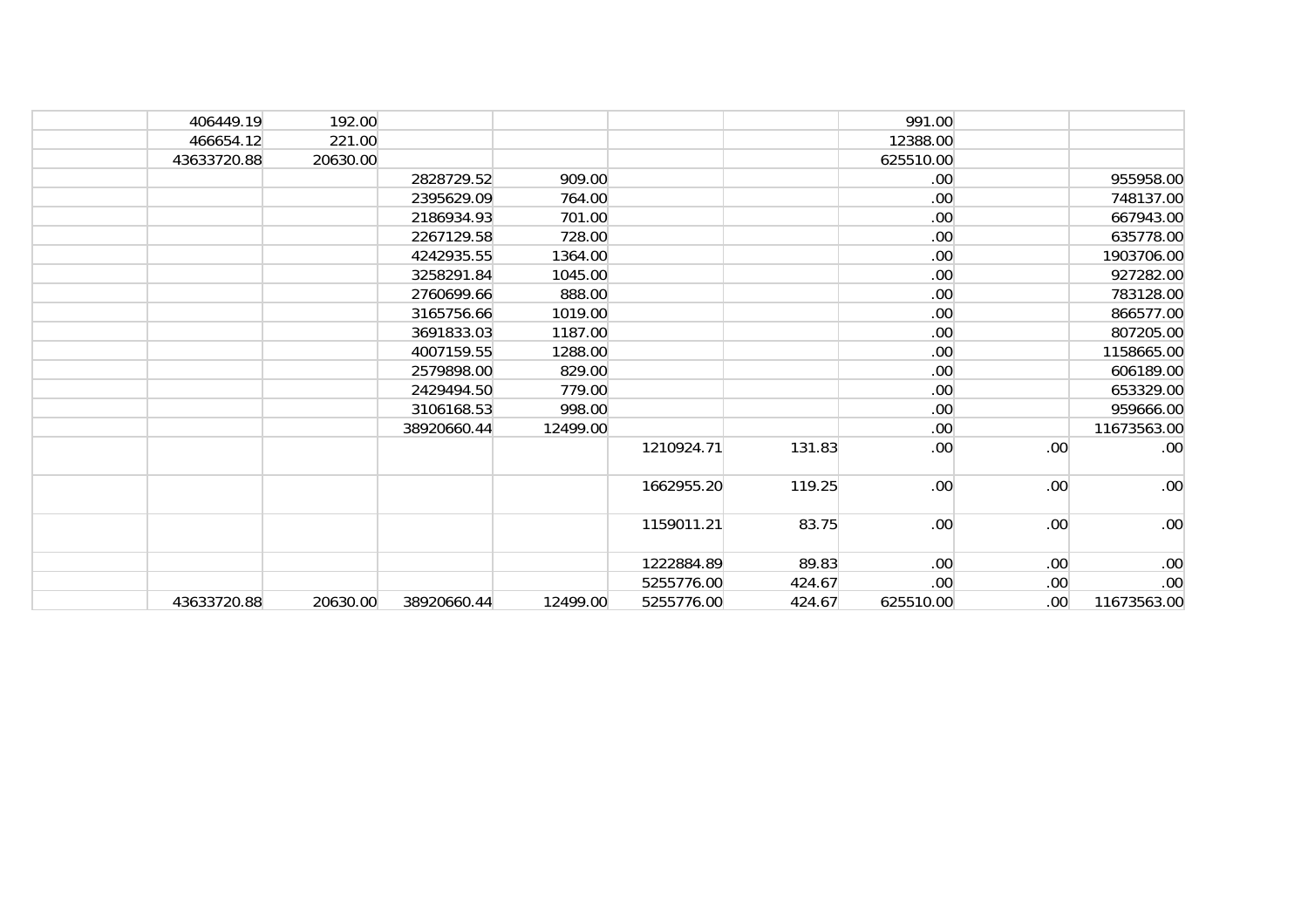| | | | | | | | | | |
|---|---|---|---|---|---|---|---|---|---|
| | 406449.19 | 192.00 | | | | | 991.00 | | |
| | 466654.12 | 221.00 | | | | | 12388.00 | | |
| | 43633720.88 | 20630.00 | | | | | 625510.00 | | |
| | | | 2828729.52 | 909.00 | | | .00 | | 955958.00 |
| | | | 2395629.09 | 764.00 | | | .00 | | 748137.00 |
| | | | 2186934.93 | 701.00 | | | .00 | | 667943.00 |
| | | | 2267129.58 | 728.00 | | | .00 | | 635778.00 |
| | | | 4242935.55 | 1364.00 | | | .00 | | 1903706.00 |
| | | | 3258291.84 | 1045.00 | | | .00 | | 927282.00 |
| | | | 2760699.66 | 888.00 | | | .00 | | 783128.00 |
| | | | 3165756.66 | 1019.00 | | | .00 | | 866577.00 |
| | | | 3691833.03 | 1187.00 | | | .00 | | 807205.00 |
| | | | 4007159.55 | 1288.00 | | | .00 | | 1158665.00 |
| | | | 2579898.00 | 829.00 | | | .00 | | 606189.00 |
| | | | 2429494.50 | 779.00 | | | .00 | | 653329.00 |
| | | | 3106168.53 | 998.00 | | | .00 | | 959666.00 |
| | | | 38920660.44 | 12499.00 | | | .00 | | 11673563.00 |
| | | | | | 1210924.71 | 131.83 | .00 | .00 | .00 |
| | | | | | 1662955.20 | 119.25 | .00 | .00 | .00 |
| | | | | | 1159011.21 | 83.75 | .00 | .00 | .00 |
| | | | | | 1222884.89 | 89.83 | .00 | .00 | .00 |
| | | | | | 5255776.00 | 424.67 | .00 | .00 | .00 |
| | 43633720.88 | 20630.00 | 38920660.44 | 12499.00 | 5255776.00 | 424.67 | 625510.00 | .00 | 11673563.00 |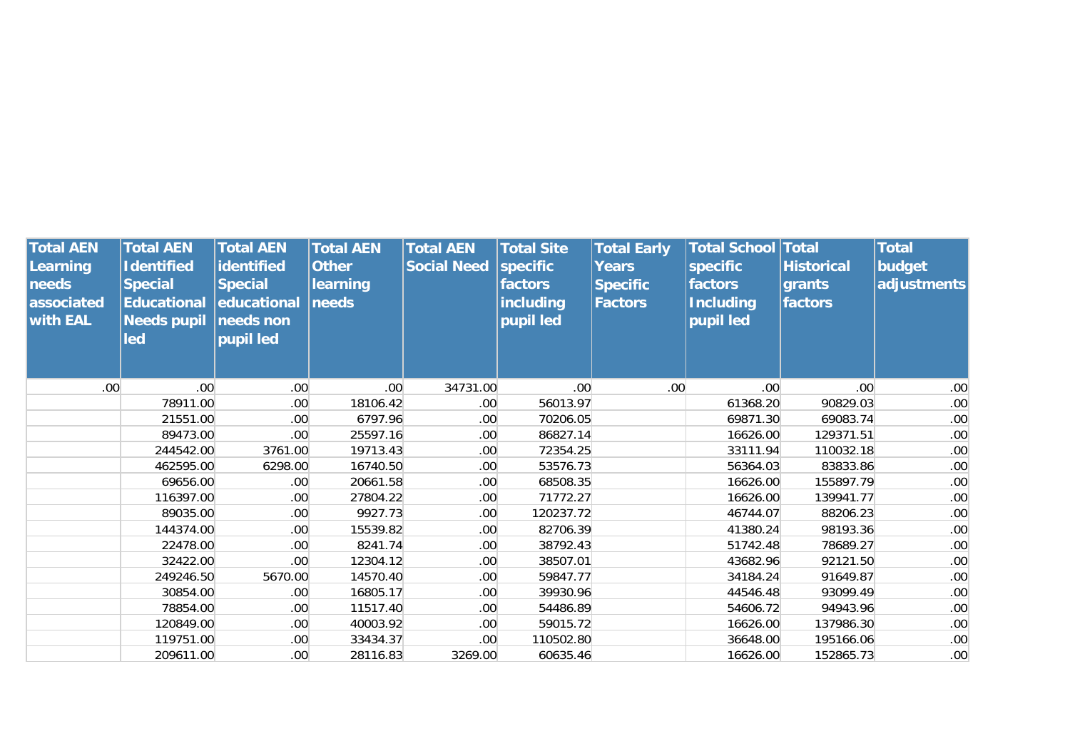| Total AEN Learning needs associated with EAL | Total AEN Identified Special Educational Needs pupil led | Total AEN identified Special educational needs non pupil led | Total AEN Other learning needs | Total AEN Social Need | Total Site specific factors including pupil led | Total Early Years Specific Factors | Total School specific factors Including pupil led | Total Historical grants factors | Total budget adjustments |
|---|---|---|---|---|---|---|---|---|---|
| .00 | .00 | .00 | .00 | 34731.00 | .00 | .00 | .00 | .00 | .00 |
| | 78911.00 | .00 | 18106.42 | .00 | 56013.97 | | 61368.20 | 90829.03 | .00 |
| | 21551.00 | .00 | 6797.96 | .00 | 70206.05 | | 69871.30 | 69083.74 | .00 |
| | 89473.00 | .00 | 25597.16 | .00 | 86827.14 | | 16626.00 | 129371.51 | .00 |
| | 244542.00 | 3761.00 | 19713.43 | .00 | 72354.25 | | 33111.94 | 110032.18 | .00 |
| | 462595.00 | 6298.00 | 16740.50 | .00 | 53576.73 | | 56364.03 | 83833.86 | .00 |
| | 69656.00 | .00 | 20661.58 | .00 | 68508.35 | | 16626.00 | 155897.79 | .00 |
| | 116397.00 | .00 | 27804.22 | .00 | 71772.27 | | 16626.00 | 139941.77 | .00 |
| | 89035.00 | .00 | 9927.73 | .00 | 120237.72 | | 46744.07 | 88206.23 | .00 |
| | 144374.00 | .00 | 15539.82 | .00 | 82706.39 | | 41380.24 | 98193.36 | .00 |
| | 22478.00 | .00 | 8241.74 | .00 | 38792.43 | | 51742.48 | 78689.27 | .00 |
| | 32422.00 | .00 | 12304.12 | .00 | 38507.01 | | 43682.96 | 92121.50 | .00 |
| | 249246.50 | 5670.00 | 14570.40 | .00 | 59847.77 | | 34184.24 | 91649.87 | .00 |
| | 30854.00 | .00 | 16805.17 | .00 | 39930.96 | | 44546.48 | 93099.49 | .00 |
| | 78854.00 | .00 | 11517.40 | .00 | 54486.89 | | 54606.72 | 94943.96 | .00 |
| | 120849.00 | .00 | 40003.92 | .00 | 59015.72 | | 16626.00 | 137986.30 | .00 |
| | 119751.00 | .00 | 33434.37 | .00 | 110502.80 | | 36648.00 | 195166.06 | .00 |
| | 209611.00 | .00 | 28116.83 | 3269.00 | 60635.46 | | 16626.00 | 152865.73 | .00 |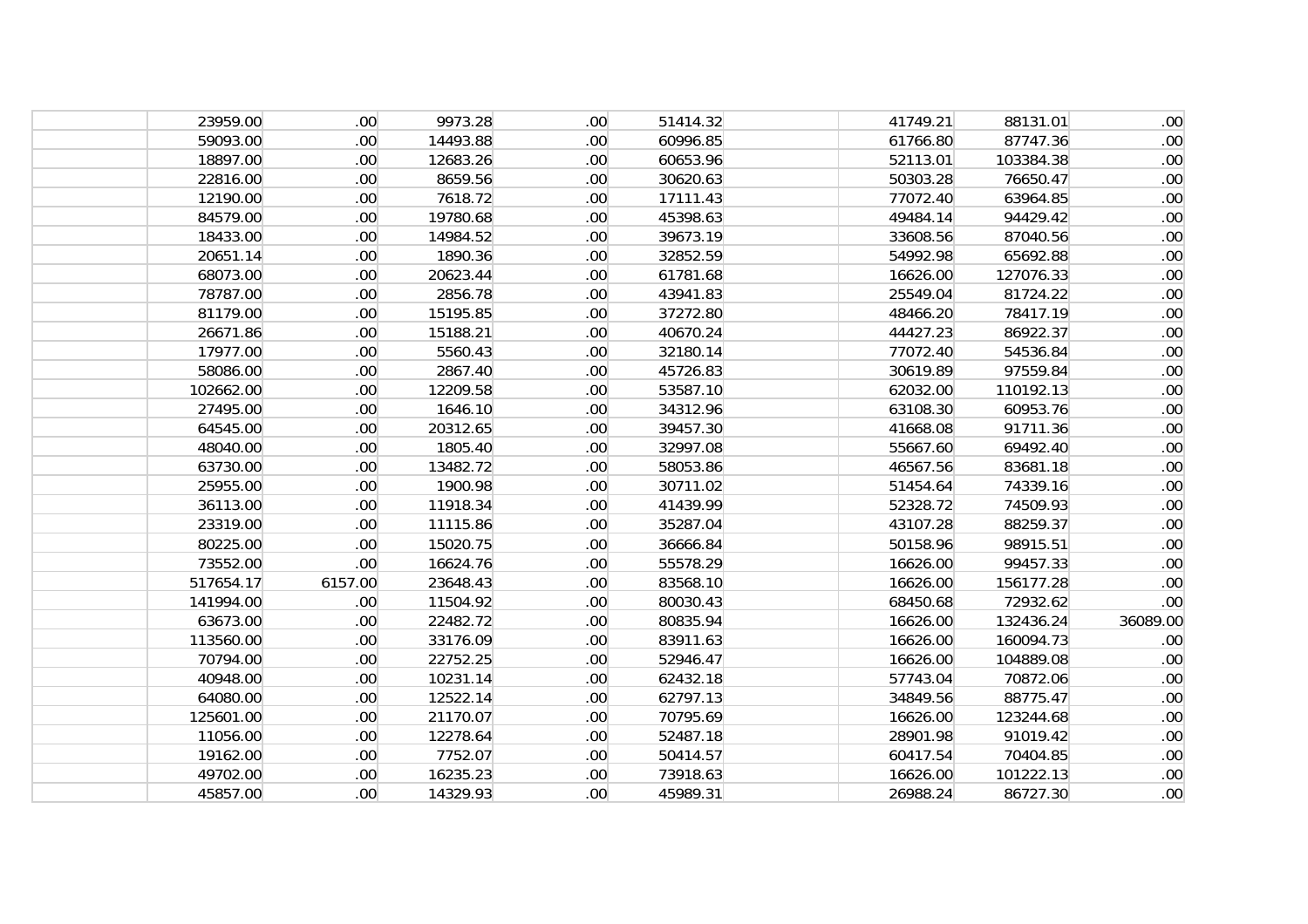| | | | | | | | | | |
|---|---|---|---|---|---|---|---|---|---|
| | 23959.00 | .00 | 9973.28 | .00 | 51414.32 | | 41749.21 | 88131.01 | .00 |
| | 59093.00 | .00 | 14493.88 | .00 | 60996.85 | | 61766.80 | 87747.36 | .00 |
| | 18897.00 | .00 | 12683.26 | .00 | 60653.96 | | 52113.01 | 103384.38 | .00 |
| | 22816.00 | .00 | 8659.56 | .00 | 30620.63 | | 50303.28 | 76650.47 | .00 |
| | 12190.00 | .00 | 7618.72 | .00 | 17111.43 | | 77072.40 | 63964.85 | .00 |
| | 84579.00 | .00 | 19780.68 | .00 | 45398.63 | | 49484.14 | 94429.42 | .00 |
| | 18433.00 | .00 | 14984.52 | .00 | 39673.19 | | 33608.56 | 87040.56 | .00 |
| | 20651.14 | .00 | 1890.36 | .00 | 32852.59 | | 54992.98 | 65692.88 | .00 |
| | 68073.00 | .00 | 20623.44 | .00 | 61781.68 | | 16626.00 | 127076.33 | .00 |
| | 78787.00 | .00 | 2856.78 | .00 | 43941.83 | | 25549.04 | 81724.22 | .00 |
| | 81179.00 | .00 | 15195.85 | .00 | 37272.80 | | 48466.20 | 78417.19 | .00 |
| | 26671.86 | .00 | 15188.21 | .00 | 40670.24 | | 44427.23 | 86922.37 | .00 |
| | 17977.00 | .00 | 5560.43 | .00 | 32180.14 | | 77072.40 | 54536.84 | .00 |
| | 58086.00 | .00 | 2867.40 | .00 | 45726.83 | | 30619.89 | 97559.84 | .00 |
| | 102662.00 | .00 | 12209.58 | .00 | 53587.10 | | 62032.00 | 110192.13 | .00 |
| | 27495.00 | .00 | 1646.10 | .00 | 34312.96 | | 63108.30 | 60953.76 | .00 |
| | 64545.00 | .00 | 20312.65 | .00 | 39457.30 | | 41668.08 | 91711.36 | .00 |
| | 48040.00 | .00 | 1805.40 | .00 | 32997.08 | | 55667.60 | 69492.40 | .00 |
| | 63730.00 | .00 | 13482.72 | .00 | 58053.86 | | 46567.56 | 83681.18 | .00 |
| | 25955.00 | .00 | 1900.98 | .00 | 30711.02 | | 51454.64 | 74339.16 | .00 |
| | 36113.00 | .00 | 11918.34 | .00 | 41439.99 | | 52328.72 | 74509.93 | .00 |
| | 23319.00 | .00 | 11115.86 | .00 | 35287.04 | | 43107.28 | 88259.37 | .00 |
| | 80225.00 | .00 | 15020.75 | .00 | 36666.84 | | 50158.96 | 98915.51 | .00 |
| | 73552.00 | .00 | 16624.76 | .00 | 55578.29 | | 16626.00 | 99457.33 | .00 |
| | 517654.17 | 6157.00 | 23648.43 | .00 | 83568.10 | | 16626.00 | 156177.28 | .00 |
| | 141994.00 | .00 | 11504.92 | .00 | 80030.43 | | 68450.68 | 72932.62 | .00 |
| | 63673.00 | .00 | 22482.72 | .00 | 80835.94 | | 16626.00 | 132436.24 | 36089.00 |
| | 113560.00 | .00 | 33176.09 | .00 | 83911.63 | | 16626.00 | 160094.73 | .00 |
| | 70794.00 | .00 | 22752.25 | .00 | 52946.47 | | 16626.00 | 104889.08 | .00 |
| | 40948.00 | .00 | 10231.14 | .00 | 62432.18 | | 57743.04 | 70872.06 | .00 |
| | 64080.00 | .00 | 12522.14 | .00 | 62797.13 | | 34849.56 | 88775.47 | .00 |
| | 125601.00 | .00 | 21170.07 | .00 | 70795.69 | | 16626.00 | 123244.68 | .00 |
| | 11056.00 | .00 | 12278.64 | .00 | 52487.18 | | 28901.98 | 91019.42 | .00 |
| | 19162.00 | .00 | 7752.07 | .00 | 50414.57 | | 60417.54 | 70404.85 | .00 |
| | 49702.00 | .00 | 16235.23 | .00 | 73918.63 | | 16626.00 | 101222.13 | .00 |
| | 45857.00 | .00 | 14329.93 | .00 | 45989.31 | | 26988.24 | 86727.30 | .00 |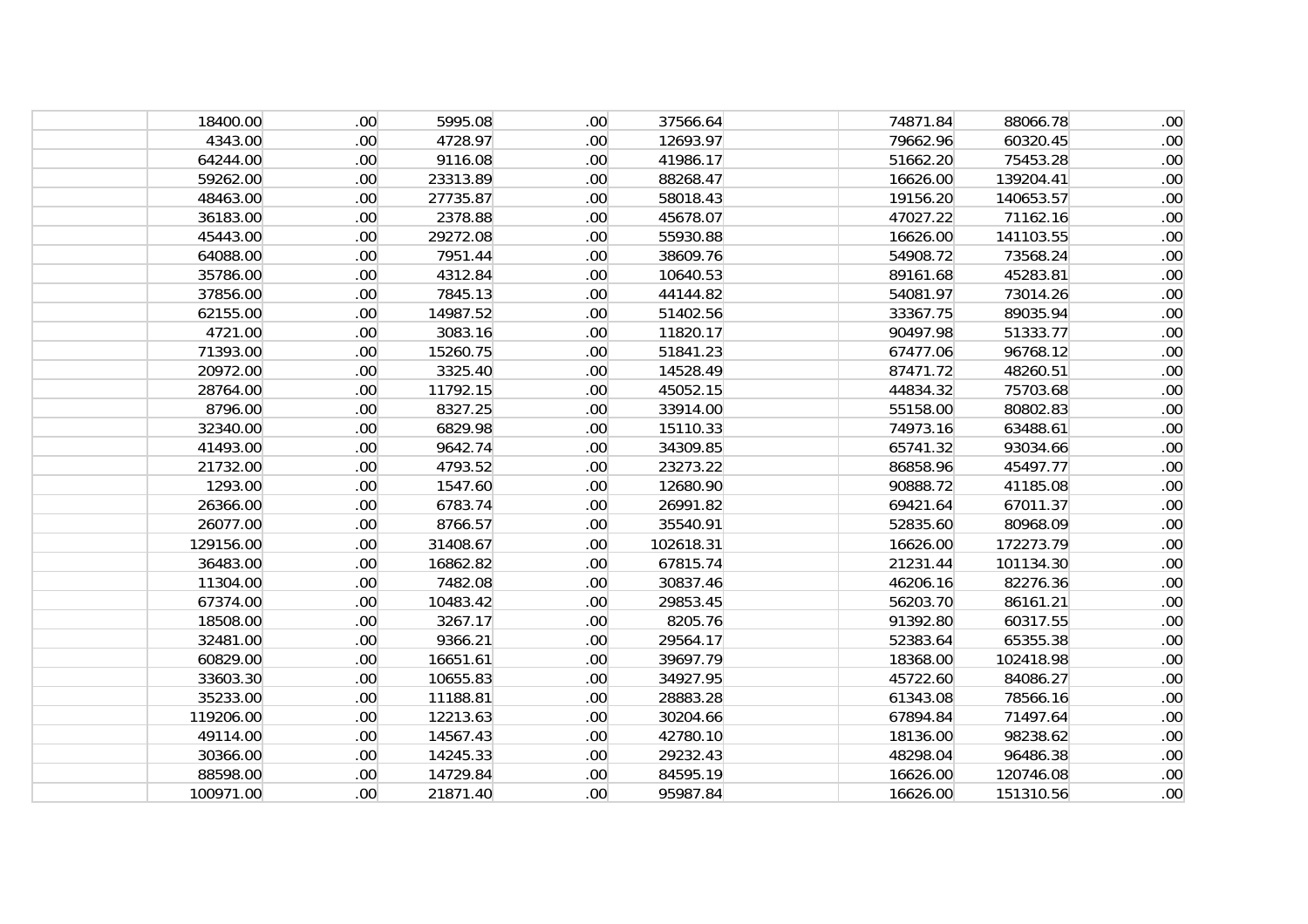| | | | | | | | | | |
|---|---|---|---|---|---|---|---|---|---|
| | 18400.00 | .00 | 5995.08 | .00 | 37566.64 | | 74871.84 | 88066.78 | .00 |
| | 4343.00 | .00 | 4728.97 | .00 | 12693.97 | | 79662.96 | 60320.45 | .00 |
| | 64244.00 | .00 | 9116.08 | .00 | 41986.17 | | 51662.20 | 75453.28 | .00 |
| | 59262.00 | .00 | 23313.89 | .00 | 88268.47 | | 16626.00 | 139204.41 | .00 |
| | 48463.00 | .00 | 27735.87 | .00 | 58018.43 | | 19156.20 | 140653.57 | .00 |
| | 36183.00 | .00 | 2378.88 | .00 | 45678.07 | | 47027.22 | 71162.16 | .00 |
| | 45443.00 | .00 | 29272.08 | .00 | 55930.88 | | 16626.00 | 141103.55 | .00 |
| | 64088.00 | .00 | 7951.44 | .00 | 38609.76 | | 54908.72 | 73568.24 | .00 |
| | 35786.00 | .00 | 4312.84 | .00 | 10640.53 | | 89161.68 | 45283.81 | .00 |
| | 37856.00 | .00 | 7845.13 | .00 | 44144.82 | | 54081.97 | 73014.26 | .00 |
| | 62155.00 | .00 | 14987.52 | .00 | 51402.56 | | 33367.75 | 89035.94 | .00 |
| | 4721.00 | .00 | 3083.16 | .00 | 11820.17 | | 90497.98 | 51333.77 | .00 |
| | 71393.00 | .00 | 15260.75 | .00 | 51841.23 | | 67477.06 | 96768.12 | .00 |
| | 20972.00 | .00 | 3325.40 | .00 | 14528.49 | | 87471.72 | 48260.51 | .00 |
| | 28764.00 | .00 | 11792.15 | .00 | 45052.15 | | 44834.32 | 75703.68 | .00 |
| | 8796.00 | .00 | 8327.25 | .00 | 33914.00 | | 55158.00 | 80802.83 | .00 |
| | 32340.00 | .00 | 6829.98 | .00 | 15110.33 | | 74973.16 | 63488.61 | .00 |
| | 41493.00 | .00 | 9642.74 | .00 | 34309.85 | | 65741.32 | 93034.66 | .00 |
| | 21732.00 | .00 | 4793.52 | .00 | 23273.22 | | 86858.96 | 45497.77 | .00 |
| | 1293.00 | .00 | 1547.60 | .00 | 12680.90 | | 90888.72 | 41185.08 | .00 |
| | 26366.00 | .00 | 6783.74 | .00 | 26991.82 | | 69421.64 | 67011.37 | .00 |
| | 26077.00 | .00 | 8766.57 | .00 | 35540.91 | | 52835.60 | 80968.09 | .00 |
| | 129156.00 | .00 | 31408.67 | .00 | 102618.31 | | 16626.00 | 172273.79 | .00 |
| | 36483.00 | .00 | 16862.82 | .00 | 67815.74 | | 21231.44 | 101134.30 | .00 |
| | 11304.00 | .00 | 7482.08 | .00 | 30837.46 | | 46206.16 | 82276.36 | .00 |
| | 67374.00 | .00 | 10483.42 | .00 | 29853.45 | | 56203.70 | 86161.21 | .00 |
| | 18508.00 | .00 | 3267.17 | .00 | 8205.76 | | 91392.80 | 60317.55 | .00 |
| | 32481.00 | .00 | 9366.21 | .00 | 29564.17 | | 52383.64 | 65355.38 | .00 |
| | 60829.00 | .00 | 16651.61 | .00 | 39697.79 | | 18368.00 | 102418.98 | .00 |
| | 33603.30 | .00 | 10655.83 | .00 | 34927.95 | | 45722.60 | 84086.27 | .00 |
| | 35233.00 | .00 | 11188.81 | .00 | 28883.28 | | 61343.08 | 78566.16 | .00 |
| | 119206.00 | .00 | 12213.63 | .00 | 30204.66 | | 67894.84 | 71497.64 | .00 |
| | 49114.00 | .00 | 14567.43 | .00 | 42780.10 | | 18136.00 | 98238.62 | .00 |
| | 30366.00 | .00 | 14245.33 | .00 | 29232.43 | | 48298.04 | 96486.38 | .00 |
| | 88598.00 | .00 | 14729.84 | .00 | 84595.19 | | 16626.00 | 120746.08 | .00 |
| | 100971.00 | .00 | 21871.40 | .00 | 95987.84 | | 16626.00 | 151310.56 | .00 |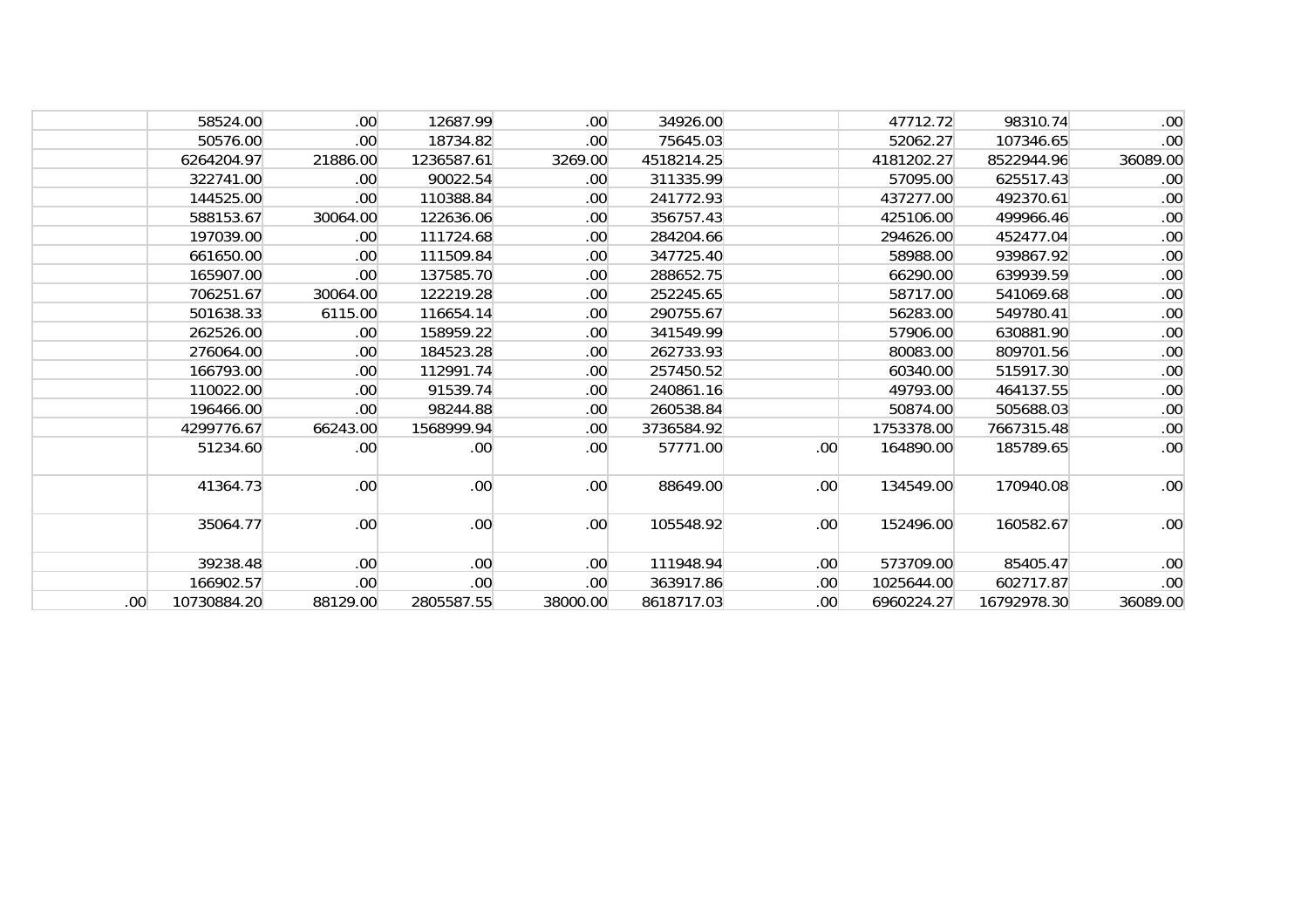| | | | | | | | | | |
|---|---|---|---|---|---|---|---|---|---|
| | 58524.00 | .00 | 12687.99 | .00 | 34926.00 | | 47712.72 | 98310.74 | .00 |
| | 50576.00 | .00 | 18734.82 | .00 | 75645.03 | | 52062.27 | 107346.65 | .00 |
| | 6264204.97 | 21886.00 | 1236587.61 | 3269.00 | 4518214.25 | | 4181202.27 | 8522944.96 | 36089.00 |
| | 322741.00 | .00 | 90022.54 | .00 | 311335.99 | | 57095.00 | 625517.43 | .00 |
| | 144525.00 | .00 | 110388.84 | .00 | 241772.93 | | 437277.00 | 492370.61 | .00 |
| | 588153.67 | 30064.00 | 122636.06 | .00 | 356757.43 | | 425106.00 | 499966.46 | .00 |
| | 197039.00 | .00 | 111724.68 | .00 | 284204.66 | | 294626.00 | 452477.04 | .00 |
| | 661650.00 | .00 | 111509.84 | .00 | 347725.40 | | 58988.00 | 939867.92 | .00 |
| | 165907.00 | .00 | 137585.70 | .00 | 288652.75 | | 66290.00 | 639939.59 | .00 |
| | 706251.67 | 30064.00 | 122219.28 | .00 | 252245.65 | | 58717.00 | 541069.68 | .00 |
| | 501638.33 | 6115.00 | 116654.14 | .00 | 290755.67 | | 56283.00 | 549780.41 | .00 |
| | 262526.00 | .00 | 158959.22 | .00 | 341549.99 | | 57906.00 | 630881.90 | .00 |
| | 276064.00 | .00 | 184523.28 | .00 | 262733.93 | | 80083.00 | 809701.56 | .00 |
| | 166793.00 | .00 | 112991.74 | .00 | 257450.52 | | 60340.00 | 515917.30 | .00 |
| | 110022.00 | .00 | 91539.74 | .00 | 240861.16 | | 49793.00 | 464137.55 | .00 |
| | 196466.00 | .00 | 98244.88 | .00 | 260538.84 | | 50874.00 | 505688.03 | .00 |
| | 4299776.67 | 66243.00 | 1568999.94 | .00 | 3736584.92 | | 1753378.00 | 7667315.48 | .00 |
| | 51234.60 | .00 | .00 | .00 | 57771.00 | .00 | 164890.00 | 185789.65 | .00 |
| | 41364.73 | .00 | .00 | .00 | 88649.00 | .00 | 134549.00 | 170940.08 | .00 |
| | 35064.77 | .00 | .00 | .00 | 105548.92 | .00 | 152496.00 | 160582.67 | .00 |
| | 39238.48 | .00 | .00 | .00 | 111948.94 | .00 | 573709.00 | 85405.47 | .00 |
| | 166902.57 | .00 | .00 | .00 | 363917.86 | .00 | 1025644.00 | 602717.87 | .00 |
| .00 | 10730884.20 | 88129.00 | 2805587.55 | 38000.00 | 8618717.03 | .00 | 6960224.27 | 16792978.30 | 36089.00 |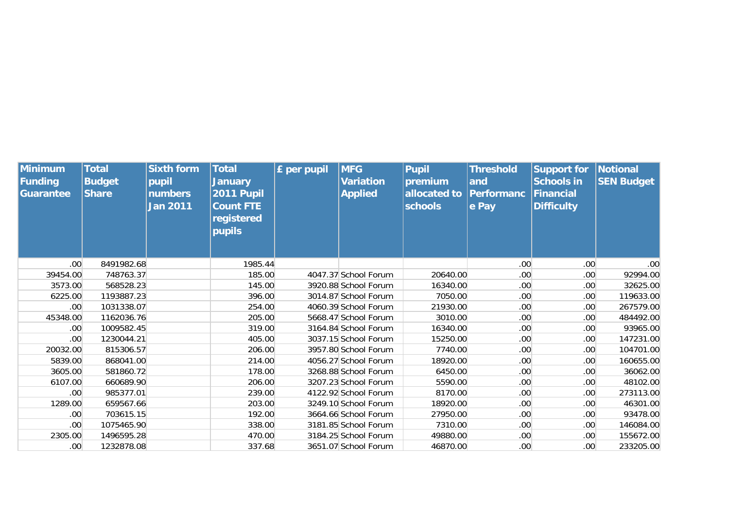| Minimum Funding Guarantee | Total Budget Share | Sixth form pupil numbers Jan 2011 | Total January 2011 Pupil Count FTE registered pupils | £ per pupil | MFG Variation Applied | Pupil premium allocated to schools | Threshold and Performance Pay | Support for Schools in Financial Difficulty | Notional SEN Budget |
|---|---|---|---|---|---|---|---|---|---|
| .00 | 8491982.68 | | 1985.44 | | | | .00 | .00 | .00 |
| 39454.00 | 748763.37 | | 185.00 | 4047.37 | School Forum | 20640.00 | .00 | .00 | 92994.00 |
| 3573.00 | 568528.23 | | 145.00 | 3920.88 | School Forum | 16340.00 | .00 | .00 | 32625.00 |
| 6225.00 | 1193887.23 | | 396.00 | 3014.87 | School Forum | 7050.00 | .00 | .00 | 119633.00 |
| .00 | 1031338.07 | | 254.00 | 4060.39 | School Forum | 21930.00 | .00 | .00 | 267579.00 |
| 45348.00 | 1162036.76 | | 205.00 | 5668.47 | School Forum | 3010.00 | .00 | .00 | 484492.00 |
| .00 | 1009582.45 | | 319.00 | 3164.84 | School Forum | 16340.00 | .00 | .00 | 93965.00 |
| .00 | 1230044.21 | | 405.00 | 3037.15 | School Forum | 15250.00 | .00 | .00 | 147231.00 |
| 20032.00 | 815306.57 | | 206.00 | 3957.80 | School Forum | 7740.00 | .00 | .00 | 104701.00 |
| 5839.00 | 868041.00 | | 214.00 | 4056.27 | School Forum | 18920.00 | .00 | .00 | 160655.00 |
| 3605.00 | 581860.72 | | 178.00 | 3268.88 | School Forum | 6450.00 | .00 | .00 | 36062.00 |
| 6107.00 | 660689.90 | | 206.00 | 3207.23 | School Forum | 5590.00 | .00 | .00 | 48102.00 |
| .00 | 985377.01 | | 239.00 | 4122.92 | School Forum | 8170.00 | .00 | .00 | 273113.00 |
| 1289.00 | 659567.66 | | 203.00 | 3249.10 | School Forum | 18920.00 | .00 | .00 | 46301.00 |
| .00 | 703615.15 | | 192.00 | 3664.66 | School Forum | 27950.00 | .00 | .00 | 93478.00 |
| .00 | 1075465.90 | | 338.00 | 3181.85 | School Forum | 7310.00 | .00 | .00 | 146084.00 |
| 2305.00 | 1496595.28 | | 470.00 | 3184.25 | School Forum | 49880.00 | .00 | .00 | 155672.00 |
| .00 | 1232878.08 | | 337.68 | 3651.07 | School Forum | 46870.00 | .00 | .00 | 233205.00 |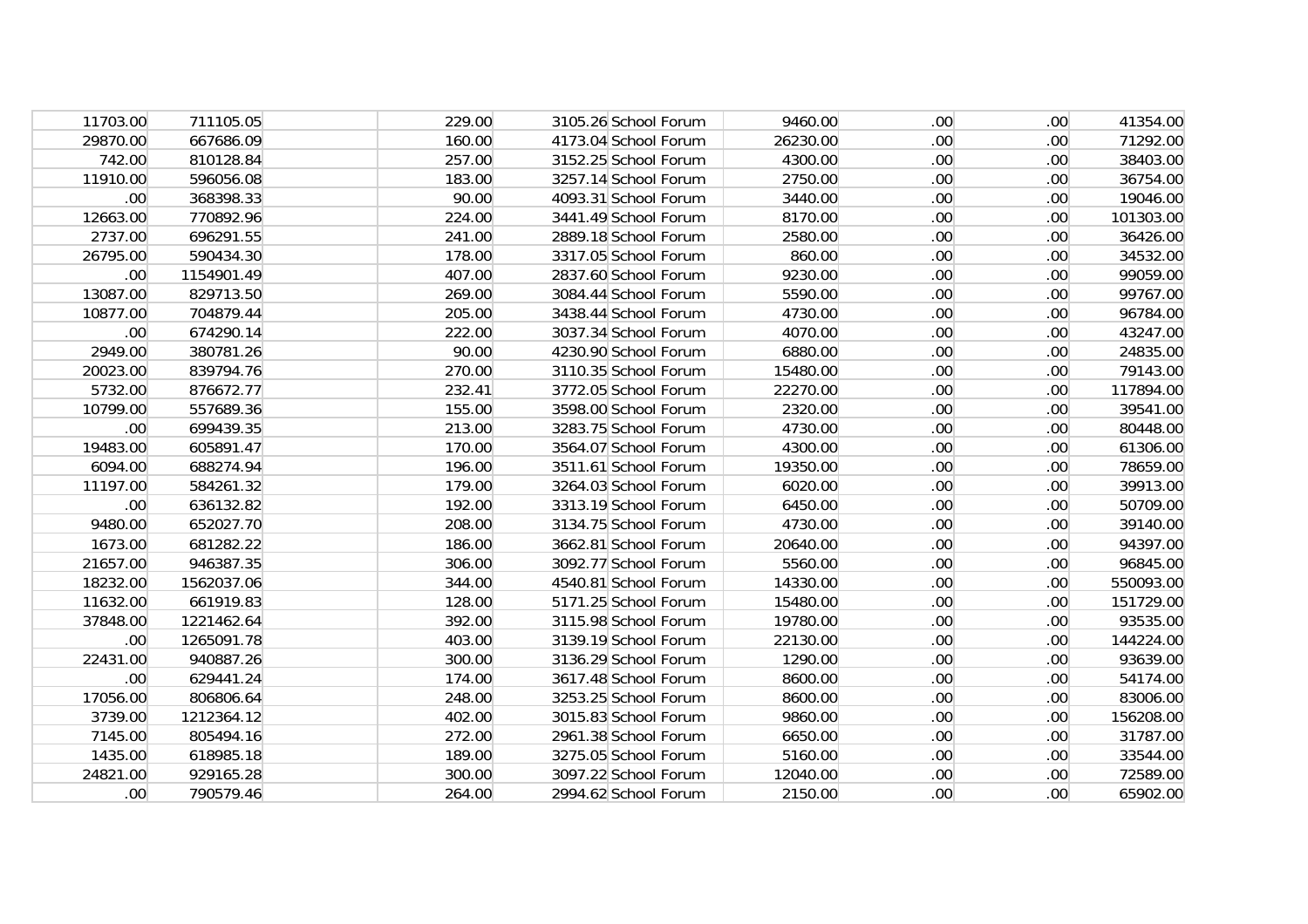| | | | | | | | | |
|---|---|---|---|---|---|---|---|---|
| 11703.00 | 711105.05 | 229.00 | 3105.26 | School Forum | 9460.00 | .00 | .00 | 41354.00 |
| 29870.00 | 667686.09 | 160.00 | 4173.04 | School Forum | 26230.00 | .00 | .00 | 71292.00 |
| 742.00 | 810128.84 | 257.00 | 3152.25 | School Forum | 4300.00 | .00 | .00 | 38403.00 |
| 11910.00 | 596056.08 | 183.00 | 3257.14 | School Forum | 2750.00 | .00 | .00 | 36754.00 |
| .00 | 368398.33 | 90.00 | 4093.31 | School Forum | 3440.00 | .00 | .00 | 19046.00 |
| 12663.00 | 770892.96 | 224.00 | 3441.49 | School Forum | 8170.00 | .00 | .00 | 101303.00 |
| 2737.00 | 696291.55 | 241.00 | 2889.18 | School Forum | 2580.00 | .00 | .00 | 36426.00 |
| 26795.00 | 590434.30 | 178.00 | 3317.05 | School Forum | 860.00 | .00 | .00 | 34532.00 |
| .00 | 1154901.49 | 407.00 | 2837.60 | School Forum | 9230.00 | .00 | .00 | 99059.00 |
| 13087.00 | 829713.50 | 269.00 | 3084.44 | School Forum | 5590.00 | .00 | .00 | 99767.00 |
| 10877.00 | 704879.44 | 205.00 | 3438.44 | School Forum | 4730.00 | .00 | .00 | 96784.00 |
| .00 | 674290.14 | 222.00 | 3037.34 | School Forum | 4070.00 | .00 | .00 | 43247.00 |
| 2949.00 | 380781.26 | 90.00 | 4230.90 | School Forum | 6880.00 | .00 | .00 | 24835.00 |
| 20023.00 | 839794.76 | 270.00 | 3110.35 | School Forum | 15480.00 | .00 | .00 | 79143.00 |
| 5732.00 | 876672.77 | 232.41 | 3772.05 | School Forum | 22270.00 | .00 | .00 | 117894.00 |
| 10799.00 | 557689.36 | 155.00 | 3598.00 | School Forum | 2320.00 | .00 | .00 | 39541.00 |
| .00 | 699439.35 | 213.00 | 3283.75 | School Forum | 4730.00 | .00 | .00 | 80448.00 |
| 19483.00 | 605891.47 | 170.00 | 3564.07 | School Forum | 4300.00 | .00 | .00 | 61306.00 |
| 6094.00 | 688274.94 | 196.00 | 3511.61 | School Forum | 19350.00 | .00 | .00 | 78659.00 |
| 11197.00 | 584261.32 | 179.00 | 3264.03 | School Forum | 6020.00 | .00 | .00 | 39913.00 |
| .00 | 636132.82 | 192.00 | 3313.19 | School Forum | 6450.00 | .00 | .00 | 50709.00 |
| 9480.00 | 652027.70 | 208.00 | 3134.75 | School Forum | 4730.00 | .00 | .00 | 39140.00 |
| 1673.00 | 681282.22 | 186.00 | 3662.81 | School Forum | 20640.00 | .00 | .00 | 94397.00 |
| 21657.00 | 946387.35 | 306.00 | 3092.77 | School Forum | 5560.00 | .00 | .00 | 96845.00 |
| 18232.00 | 1562037.06 | 344.00 | 4540.81 | School Forum | 14330.00 | .00 | .00 | 550093.00 |
| 11632.00 | 661919.83 | 128.00 | 5171.25 | School Forum | 15480.00 | .00 | .00 | 151729.00 |
| 37848.00 | 1221462.64 | 392.00 | 3115.98 | School Forum | 19780.00 | .00 | .00 | 93535.00 |
| .00 | 1265091.78 | 403.00 | 3139.19 | School Forum | 22130.00 | .00 | .00 | 144224.00 |
| 22431.00 | 940887.26 | 300.00 | 3136.29 | School Forum | 1290.00 | .00 | .00 | 93639.00 |
| .00 | 629441.24 | 174.00 | 3617.48 | School Forum | 8600.00 | .00 | .00 | 54174.00 |
| 17056.00 | 806806.64 | 248.00 | 3253.25 | School Forum | 8600.00 | .00 | .00 | 83006.00 |
| 3739.00 | 1212364.12 | 402.00 | 3015.83 | School Forum | 9860.00 | .00 | .00 | 156208.00 |
| 7145.00 | 805494.16 | 272.00 | 2961.38 | School Forum | 6650.00 | .00 | .00 | 31787.00 |
| 1435.00 | 618985.18 | 189.00 | 3275.05 | School Forum | 5160.00 | .00 | .00 | 33544.00 |
| 24821.00 | 929165.28 | 300.00 | 3097.22 | School Forum | 12040.00 | .00 | .00 | 72589.00 |
| .00 | 790579.46 | 264.00 | 2994.62 | School Forum | 2150.00 | .00 | .00 | 65902.00 |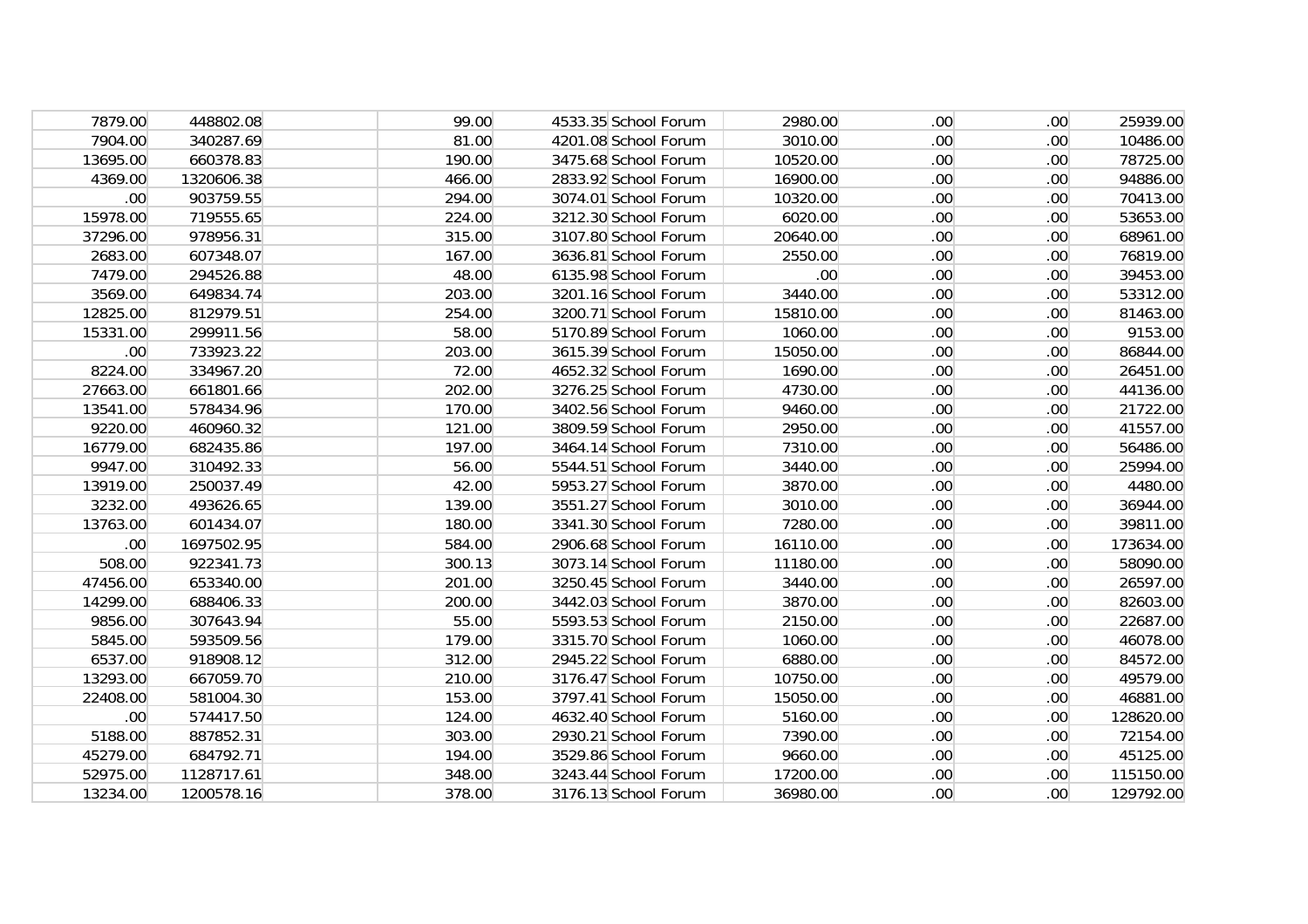|  |  |  |  |  |  |  |  |  |  |
|---|---|---|---|---|---|---|---|---|---|
| 7879.00 | 448802.08 |  | 99.00 | 4533.35 | School Forum | 2980.00 | .00 | .00 | 25939.00 |
| 7904.00 | 340287.69 |  | 81.00 | 4201.08 | School Forum | 3010.00 | .00 | .00 | 10486.00 |
| 13695.00 | 660378.83 |  | 190.00 | 3475.68 | School Forum | 10520.00 | .00 | .00 | 78725.00 |
| 4369.00 | 1320606.38 |  | 466.00 | 2833.92 | School Forum | 16900.00 | .00 | .00 | 94886.00 |
| .00 | 903759.55 |  | 294.00 | 3074.01 | School Forum | 10320.00 | .00 | .00 | 70413.00 |
| 15978.00 | 719555.65 |  | 224.00 | 3212.30 | School Forum | 6020.00 | .00 | .00 | 53653.00 |
| 37296.00 | 978956.31 |  | 315.00 | 3107.80 | School Forum | 20640.00 | .00 | .00 | 68961.00 |
| 2683.00 | 607348.07 |  | 167.00 | 3636.81 | School Forum | 2550.00 | .00 | .00 | 76819.00 |
| 7479.00 | 294526.88 |  | 48.00 | 6135.98 | School Forum | .00 | .00 | .00 | 39453.00 |
| 3569.00 | 649834.74 |  | 203.00 | 3201.16 | School Forum | 3440.00 | .00 | .00 | 53312.00 |
| 12825.00 | 812979.51 |  | 254.00 | 3200.71 | School Forum | 15810.00 | .00 | .00 | 81463.00 |
| 15331.00 | 299911.56 |  | 58.00 | 5170.89 | School Forum | 1060.00 | .00 | .00 | 9153.00 |
| .00 | 733923.22 |  | 203.00 | 3615.39 | School Forum | 15050.00 | .00 | .00 | 86844.00 |
| 8224.00 | 334967.20 |  | 72.00 | 4652.32 | School Forum | 1690.00 | .00 | .00 | 26451.00 |
| 27663.00 | 661801.66 |  | 202.00 | 3276.25 | School Forum | 4730.00 | .00 | .00 | 44136.00 |
| 13541.00 | 578434.96 |  | 170.00 | 3402.56 | School Forum | 9460.00 | .00 | .00 | 21722.00 |
| 9220.00 | 460960.32 |  | 121.00 | 3809.59 | School Forum | 2950.00 | .00 | .00 | 41557.00 |
| 16779.00 | 682435.86 |  | 197.00 | 3464.14 | School Forum | 7310.00 | .00 | .00 | 56486.00 |
| 9947.00 | 310492.33 |  | 56.00 | 5544.51 | School Forum | 3440.00 | .00 | .00 | 25994.00 |
| 13919.00 | 250037.49 |  | 42.00 | 5953.27 | School Forum | 3870.00 | .00 | .00 | 4480.00 |
| 3232.00 | 493626.65 |  | 139.00 | 3551.27 | School Forum | 3010.00 | .00 | .00 | 36944.00 |
| 13763.00 | 601434.07 |  | 180.00 | 3341.30 | School Forum | 7280.00 | .00 | .00 | 39811.00 |
| .00 | 1697502.95 |  | 584.00 | 2906.68 | School Forum | 16110.00 | .00 | .00 | 173634.00 |
| 508.00 | 922341.73 |  | 300.13 | 3073.14 | School Forum | 11180.00 | .00 | .00 | 58090.00 |
| 47456.00 | 653340.00 |  | 201.00 | 3250.45 | School Forum | 3440.00 | .00 | .00 | 26597.00 |
| 14299.00 | 688406.33 |  | 200.00 | 3442.03 | School Forum | 3870.00 | .00 | .00 | 82603.00 |
| 9856.00 | 307643.94 |  | 55.00 | 5593.53 | School Forum | 2150.00 | .00 | .00 | 22687.00 |
| 5845.00 | 593509.56 |  | 179.00 | 3315.70 | School Forum | 1060.00 | .00 | .00 | 46078.00 |
| 6537.00 | 918908.12 |  | 312.00 | 2945.22 | School Forum | 6880.00 | .00 | .00 | 84572.00 |
| 13293.00 | 667059.70 |  | 210.00 | 3176.47 | School Forum | 10750.00 | .00 | .00 | 49579.00 |
| 22408.00 | 581004.30 |  | 153.00 | 3797.41 | School Forum | 15050.00 | .00 | .00 | 46881.00 |
| .00 | 574417.50 |  | 124.00 | 4632.40 | School Forum | 5160.00 | .00 | .00 | 128620.00 |
| 5188.00 | 887852.31 |  | 303.00 | 2930.21 | School Forum | 7390.00 | .00 | .00 | 72154.00 |
| 45279.00 | 684792.71 |  | 194.00 | 3529.86 | School Forum | 9660.00 | .00 | .00 | 45125.00 |
| 52975.00 | 1128717.61 |  | 348.00 | 3243.44 | School Forum | 17200.00 | .00 | .00 | 115150.00 |
| 13234.00 | 1200578.16 |  | 378.00 | 3176.13 | School Forum | 36980.00 | .00 | .00 | 129792.00 |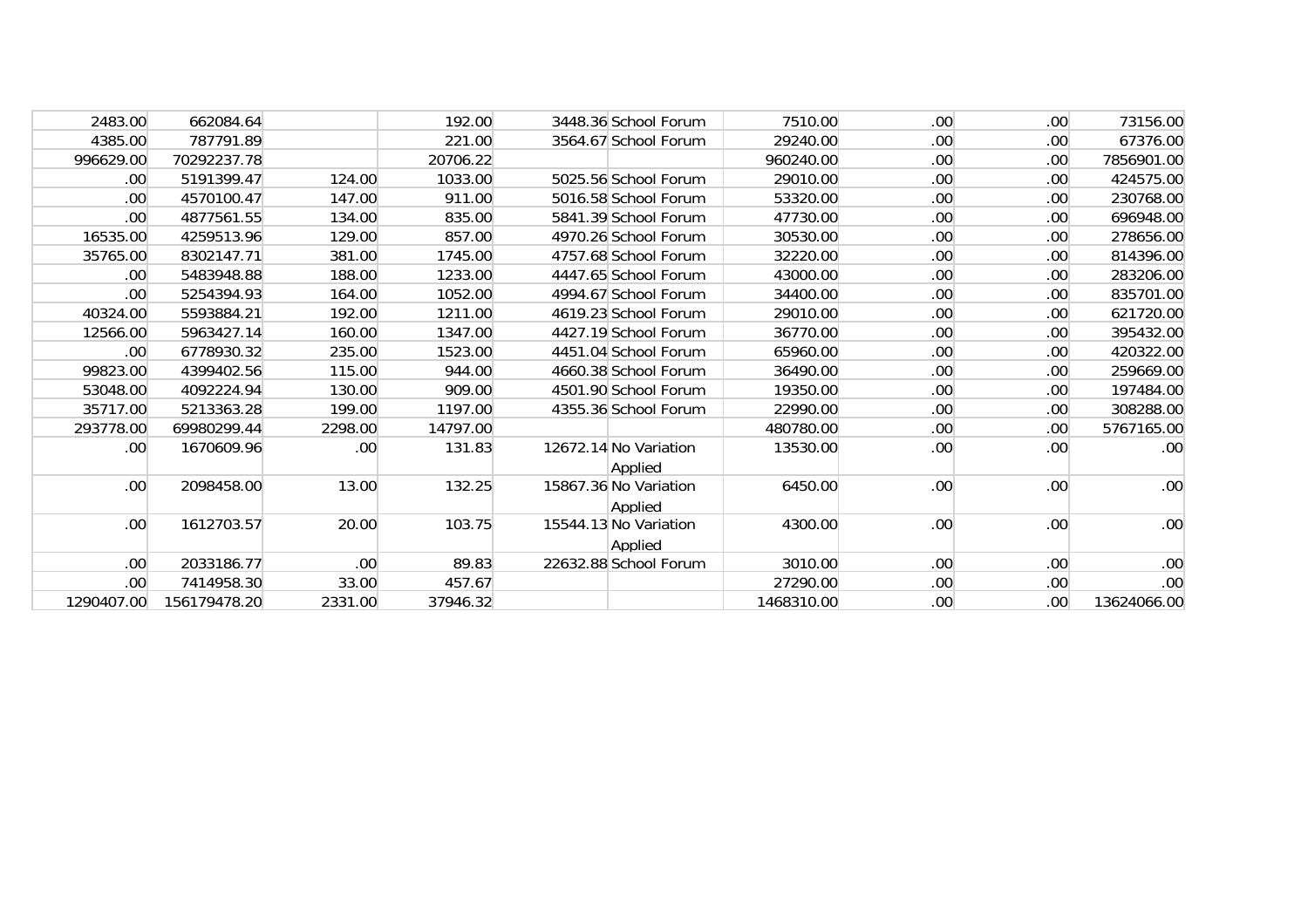| | | | | | | | | | |
|---|---|---|---|---|---|---|---|---|---|
| 2483.00 | 662084.64 | | 192.00 | 3448.36 | School Forum | 7510.00 | .00 | .00 | 73156.00 |
| 4385.00 | 787791.89 | | 221.00 | 3564.67 | School Forum | 29240.00 | .00 | .00 | 67376.00 |
| 996629.00 | 70292237.78 | | 20706.22 | | | 960240.00 | .00 | .00 | 7856901.00 |
| .00 | 5191399.47 | 124.00 | 1033.00 | 5025.56 | School Forum | 29010.00 | .00 | .00 | 424575.00 |
| .00 | 4570100.47 | 147.00 | 911.00 | 5016.58 | School Forum | 53320.00 | .00 | .00 | 230768.00 |
| .00 | 4877561.55 | 134.00 | 835.00 | 5841.39 | School Forum | 47730.00 | .00 | .00 | 696948.00 |
| 16535.00 | 4259513.96 | 129.00 | 857.00 | 4970.26 | School Forum | 30530.00 | .00 | .00 | 278656.00 |
| 35765.00 | 8302147.71 | 381.00 | 1745.00 | 4757.68 | School Forum | 32220.00 | .00 | .00 | 814396.00 |
| .00 | 5483948.88 | 188.00 | 1233.00 | 4447.65 | School Forum | 43000.00 | .00 | .00 | 283206.00 |
| .00 | 5254394.93 | 164.00 | 1052.00 | 4994.67 | School Forum | 34400.00 | .00 | .00 | 835701.00 |
| 40324.00 | 5593884.21 | 192.00 | 1211.00 | 4619.23 | School Forum | 29010.00 | .00 | .00 | 621720.00 |
| 12566.00 | 5963427.14 | 160.00 | 1347.00 | 4427.19 | School Forum | 36770.00 | .00 | .00 | 395432.00 |
| .00 | 6778930.32 | 235.00 | 1523.00 | 4451.04 | School Forum | 65960.00 | .00 | .00 | 420322.00 |
| 99823.00 | 4399402.56 | 115.00 | 944.00 | 4660.38 | School Forum | 36490.00 | .00 | .00 | 259669.00 |
| 53048.00 | 4092224.94 | 130.00 | 909.00 | 4501.90 | School Forum | 19350.00 | .00 | .00 | 197484.00 |
| 35717.00 | 5213363.28 | 199.00 | 1197.00 | 4355.36 | School Forum | 22990.00 | .00 | .00 | 308288.00 |
| 293778.00 | 69980299.44 | 2298.00 | 14797.00 | | | 480780.00 | .00 | .00 | 5767165.00 |
| .00 | 1670609.96 | .00 | 131.83 | 12672.14 | No Variation Applied | 13530.00 | .00 | .00 | .00 |
| .00 | 2098458.00 | 13.00 | 132.25 | 15867.36 | No Variation Applied | 6450.00 | .00 | .00 | .00 |
| .00 | 1612703.57 | 20.00 | 103.75 | 15544.13 | No Variation Applied | 4300.00 | .00 | .00 | .00 |
| .00 | 2033186.77 | .00 | 89.83 | 22632.88 | School Forum | 3010.00 | .00 | .00 | .00 |
| .00 | 7414958.30 | 33.00 | 457.67 | | | 27290.00 | .00 | .00 | .00 |
| 1290407.00 | 156179478.20 | 2331.00 | 37946.32 | | | 1468310.00 | .00 | .00 | 13624066.00 |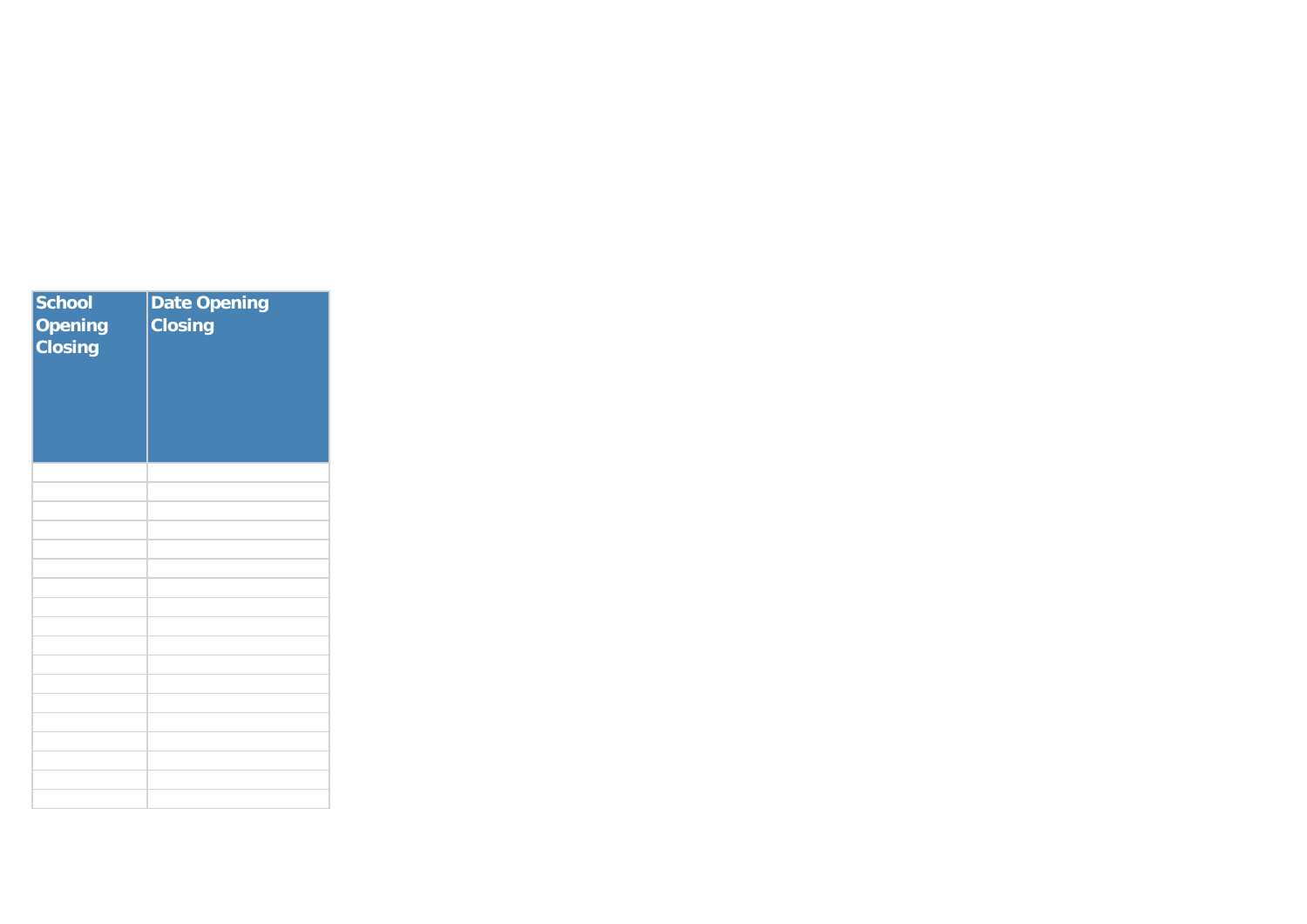| School Opening Closing | Date Opening Closing |
|---|---|
| | |
| | |
| | |
| | |
| | |
| | |
| | |
| | |
| | |
| | |
| | |
| | |
| | |
| | |
| | |
| | |
| | |
| | |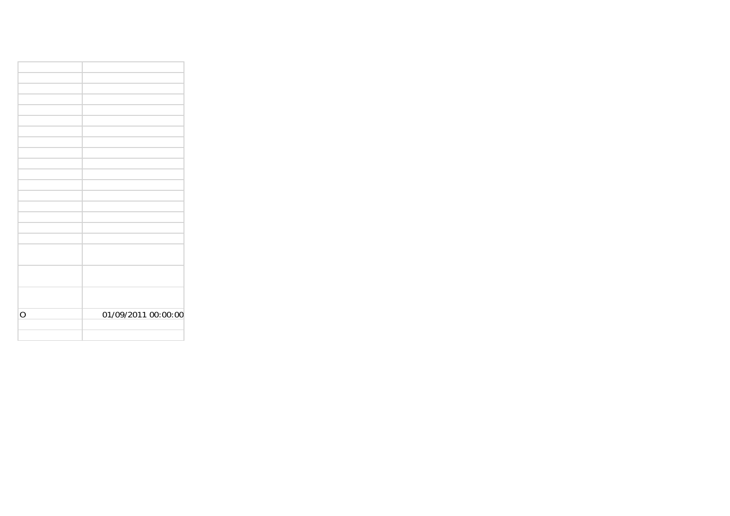| | |
|---|---|
| | |
| | |
| | |
| | |
| | |
| | |
| | |
| | |
| | |
| | |
| | |
| | |
| | |
| | |
| | |
| | |
| | |
| | |
| | |
| O | 01/09/2011 00:00:00 |
| | |
| | |